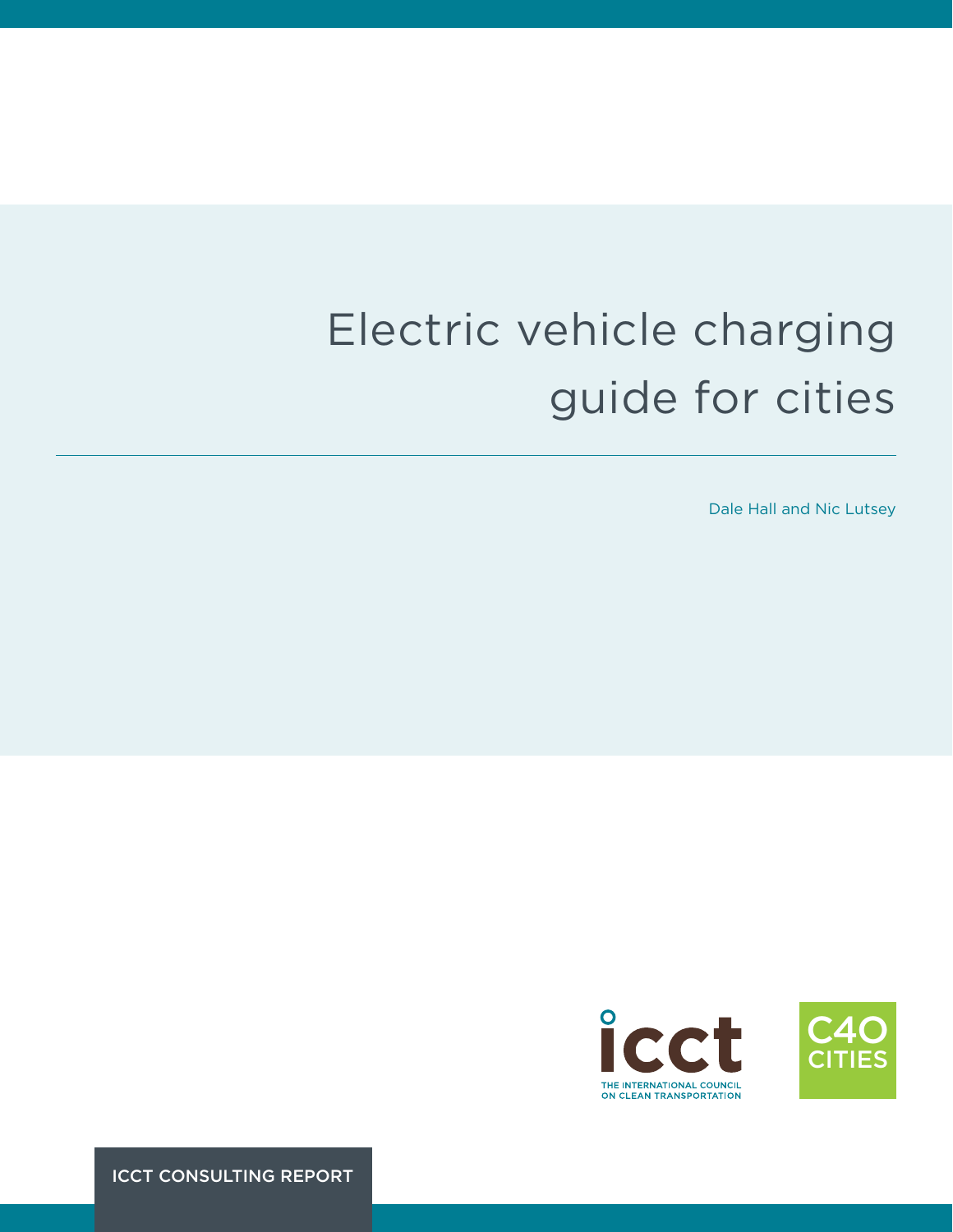# Electric vehicle charging guide for cities

Dale Hall and Nic Lutsey

THE INTERNATIONAL COUNCIL ON CLEAN TRANSPORTATION

C40 CITIES

ICCT CONSULTING REPORT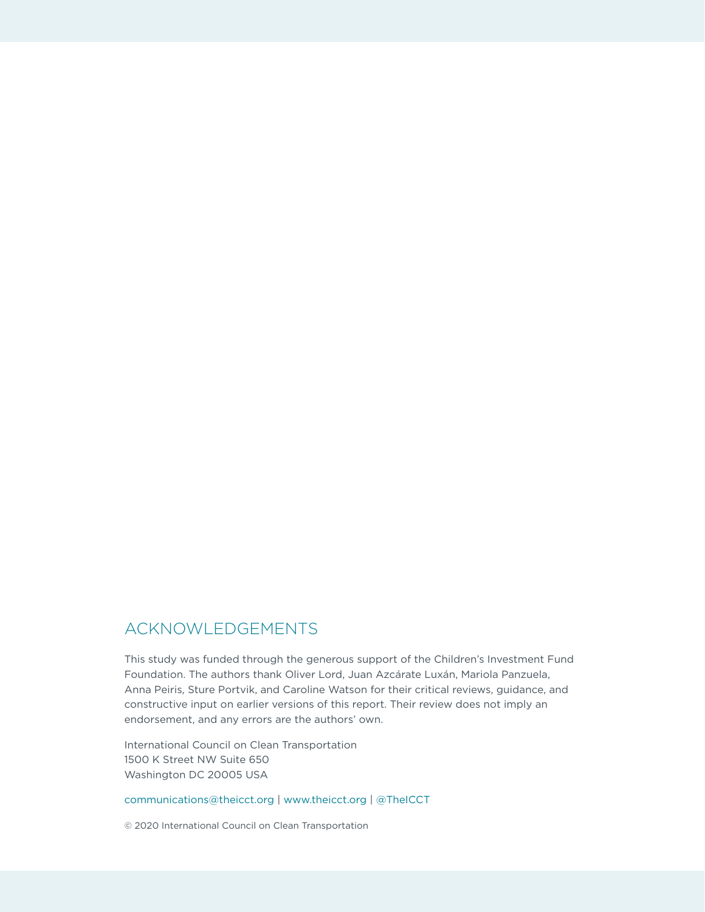## ACKNOWLEDGEMENTS

This study was funded through the generous support of the Children's Investment Fund Foundation. The authors thank Oliver Lord, Juan Azcárate Luxán, Mariola Panzuela, Anna Peiris, Sture Portvik, and Caroline Watson for their critical reviews, guidance, and constructive input on earlier versions of this report. Their review does not imply an endorsement, and any errors are the authors' own.

International Council on Clean Transportation
1500 K Street NW Suite 650
Washington DC 20005 USA

communications@theicct.org | www.theicct.org | @TheICCT

© 2020 International Council on Clean Transportation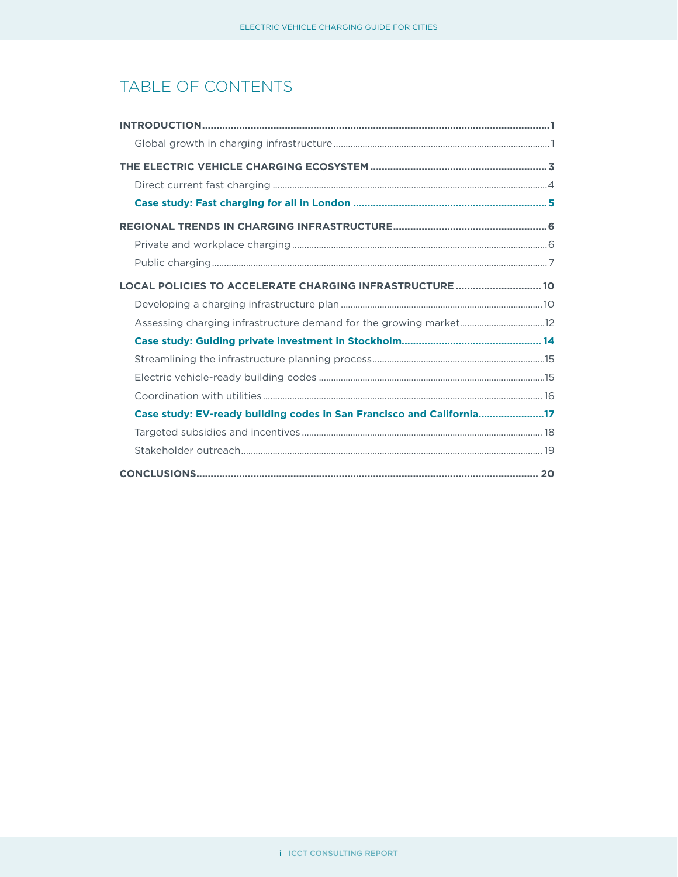# TABLE OF CONTENTS

**INTRODUCTION** .......... **1**

- Global growth in charging infrastructure .......... 1

**THE ELECTRIC VEHICLE CHARGING ECOSYSTEM** .......... **3**

- Direct current fast charging .......... 4
- **Case study: Fast charging for all in London** .......... **5**

**REGIONAL TRENDS IN CHARGING INFRASTRUCTURE** .......... **6**

- Private and workplace charging .......... 6
- Public charging .......... 7

**LOCAL POLICIES TO ACCELERATE CHARGING INFRASTRUCTURE** .......... **10**

- Developing a charging infrastructure plan .......... 10
- Assessing charging infrastructure demand for the growing market .......... 12
- **Case study: Guiding private investment in Stockholm** .......... **14**
- Streamlining the infrastructure planning process .......... 15
- Electric vehicle-ready building codes .......... 15
- Coordination with utilities .......... 16
- **Case study: EV-ready building codes in San Francisco and California** .......... **17**
- Targeted subsidies and incentives .......... 18
- Stakeholder outreach .......... 19

**CONCLUSIONS** .......... **20**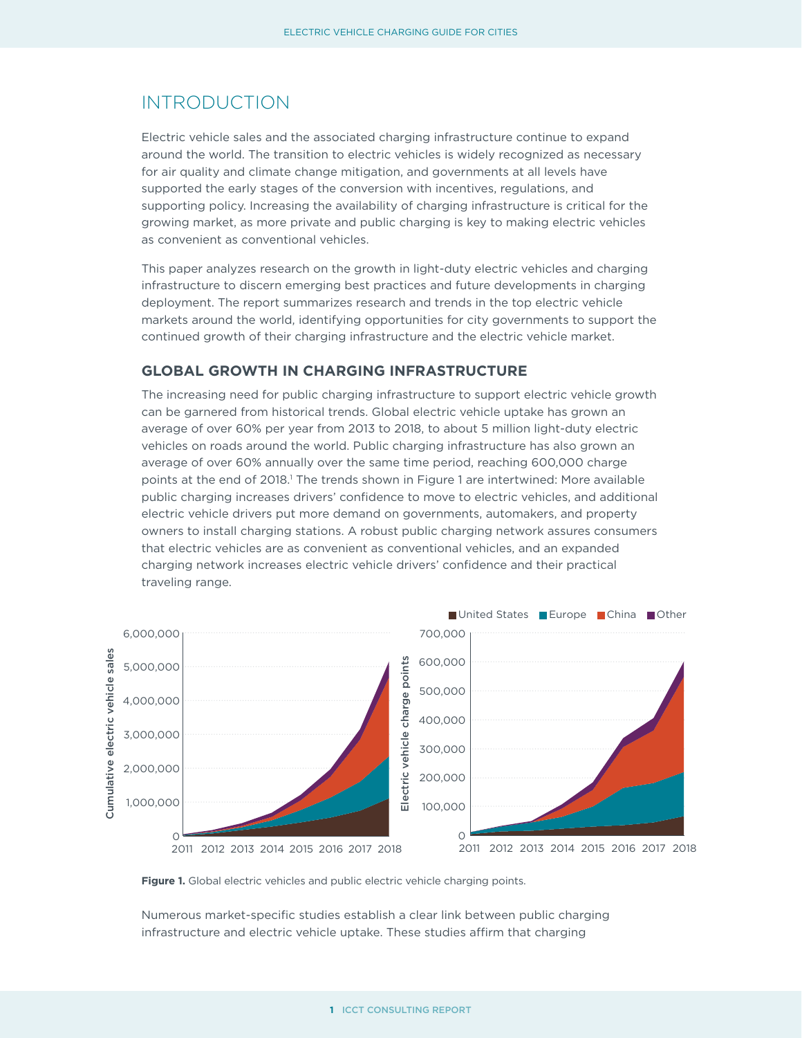# INTRODUCTION

Electric vehicle sales and the associated charging infrastructure continue to expand around the world. The transition to electric vehicles is widely recognized as necessary for air quality and climate change mitigation, and governments at all levels have supported the early stages of the conversion with incentives, regulations, and supporting policy. Increasing the availability of charging infrastructure is critical for the growing market, as more private and public charging is key to making electric vehicles as convenient as conventional vehicles.

This paper analyzes research on the growth in light-duty electric vehicles and charging infrastructure to discern emerging best practices and future developments in charging deployment. The report summarizes research and trends in the top electric vehicle markets around the world, identifying opportunities for city governments to support the continued growth of their charging infrastructure and the electric vehicle market.

## GLOBAL GROWTH IN CHARGING INFRASTRUCTURE

The increasing need for public charging infrastructure to support electric vehicle growth can be garnered from historical trends. Global electric vehicle uptake has grown an average of over 60% per year from 2013 to 2018, to about 5 million light-duty electric vehicles on roads around the world. Public charging infrastructure has also grown an average of over 60% annually over the same time period, reaching 600,000 charge points at the end of 2018.[1] The trends shown in Figure 1 are intertwined: More available public charging increases drivers' confidence to move to electric vehicles, and additional electric vehicle drivers put more demand on governments, automakers, and property owners to install charging stations. A robust public charging network assures consumers that electric vehicles are as convenient as conventional vehicles, and an expanded charging network increases electric vehicle drivers' confidence and their practical traveling range.

**Figure 1.** Global electric vehicles and public electric vehicle charging points.

Numerous market-specific studies establish a clear link between public charging infrastructure and electric vehicle uptake. These studies affirm that charging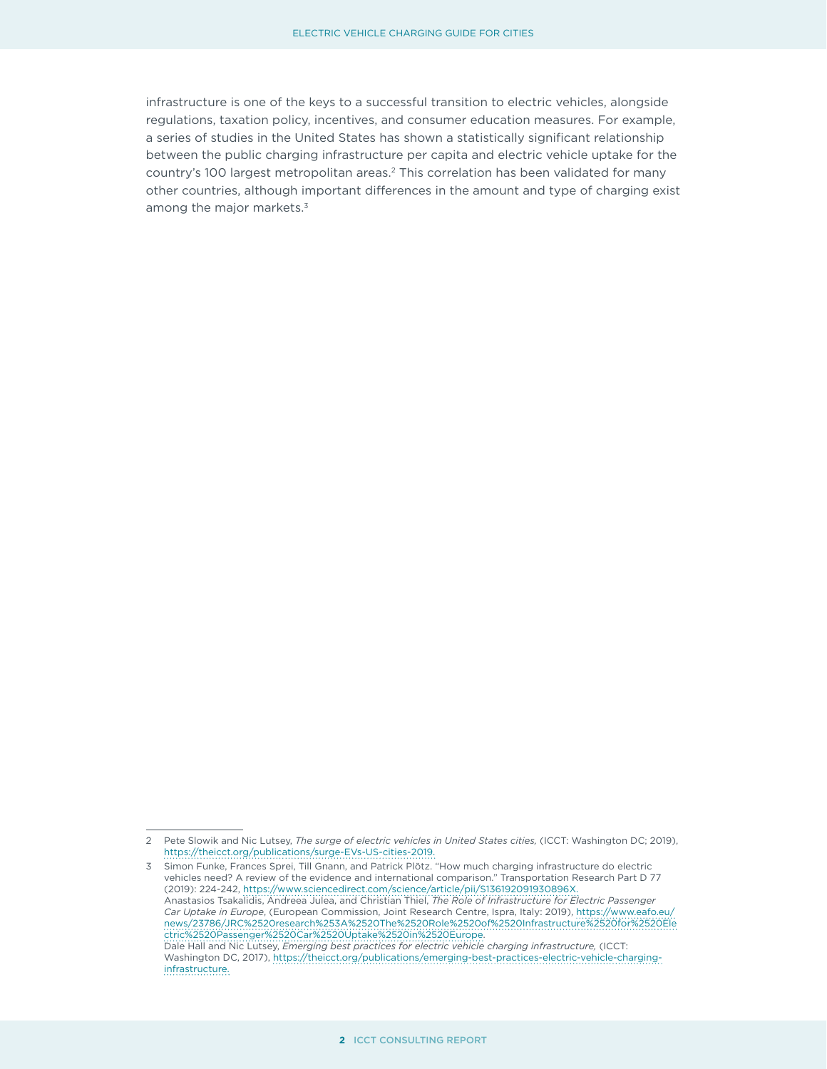infrastructure is one of the keys to a successful transition to electric vehicles, alongside regulations, taxation policy, incentives, and consumer education measures. For example, a series of studies in the United States has shown a statistically significant relationship between the public charging infrastructure per capita and electric vehicle uptake for the country's 100 largest metropolitan areas.[2] This correlation has been validated for many other countries, although important differences in the amount and type of charging exist among the major markets.[3]

---

2 Pete Slowik and Nic Lutsey, *The surge of electric vehicles in United States cities,* (ICCT: Washington DC; 2019), https://theicct.org/publications/surge-EVs-US-cities-2019.

3 Simon Funke, Frances Sprei, Till Gnann, and Patrick Plötz. "How much charging infrastructure do electric vehicles need? A review of the evidence and international comparison." Transportation Research Part D 77 (2019): 224-242, https://www.sciencedirect.com/science/article/pii/S136192091930896X.
Anastasios Tsakalidis, Andreea Julea, and Christian Thiel, *The Role of Infrastructure for Electric Passenger Car Uptake in Europe*, (European Commission, Joint Research Centre, Ispra, Italy: 2019), https://www.eafo.eu/news/23786/JRC%2520research%253A%2520The%2520Role%2520of%2520Infrastructure%2520for%2520Electric%2520Passenger%2520Car%2520Uptake%2520in%2520Europe.
Dale Hall and Nic Lutsey, *Emerging best practices for electric vehicle charging infrastructure,* (ICCT: Washington DC, 2017), https://theicct.org/publications/emerging-best-practices-electric-vehicle-charging-infrastructure.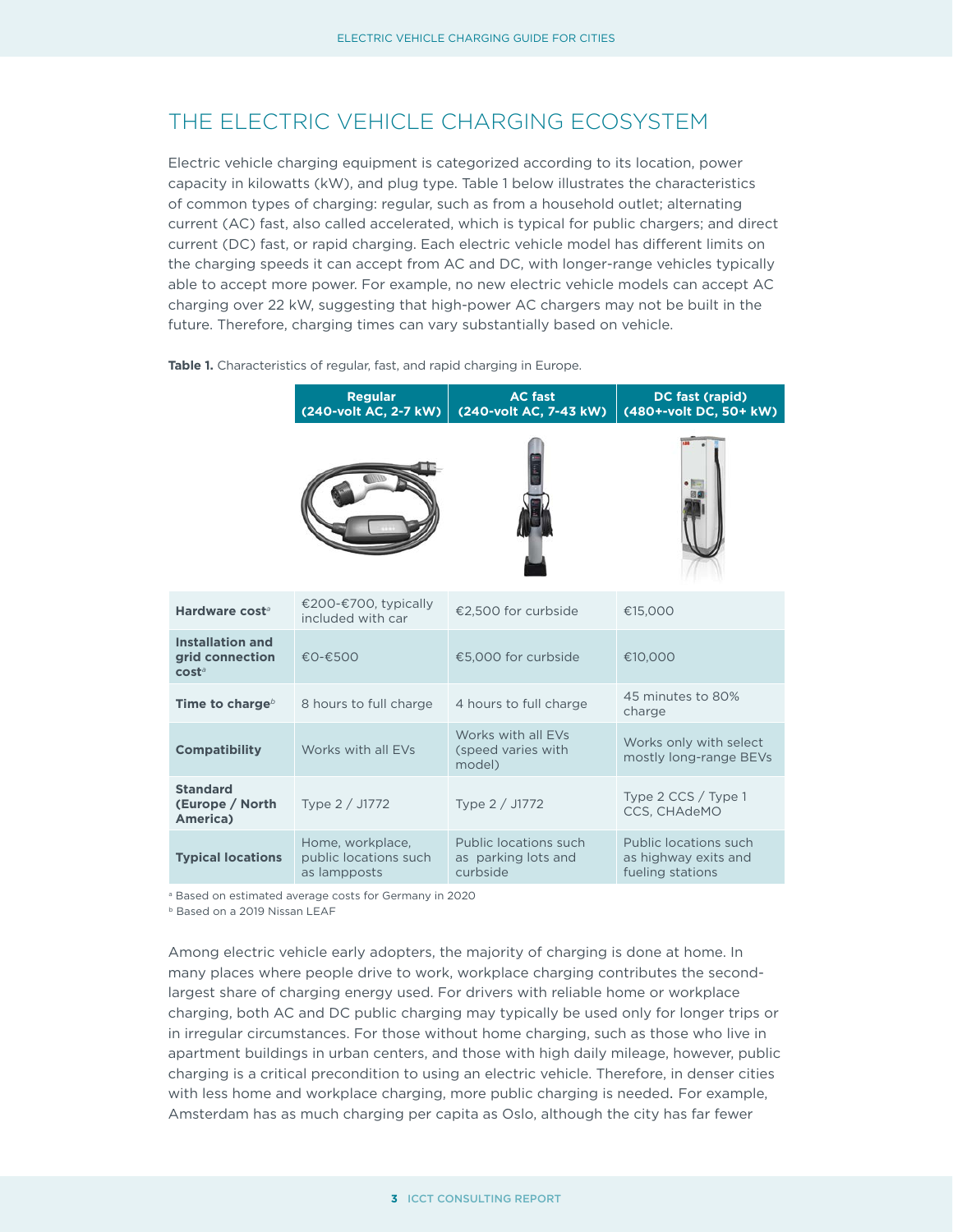## THE ELECTRIC VEHICLE CHARGING ECOSYSTEM

Electric vehicle charging equipment is categorized according to its location, power capacity in kilowatts (kW), and plug type. Table 1 below illustrates the characteristics of common types of charging: regular, such as from a household outlet; alternating current (AC) fast, also called accelerated, which is typical for public chargers; and direct current (DC) fast, or rapid charging. Each electric vehicle model has different limits on the charging speeds it can accept from AC and DC, with longer-range vehicles typically able to accept more power. For example, no new electric vehicle models can accept AC charging over 22 kW, suggesting that high-power AC chargers may not be built in the future. Therefore, charging times can vary substantially based on vehicle.

**Table 1.** Characteristics of regular, fast, and rapid charging in Europe.

| | Regular (240-volt AC, 2-7 kW) | AC fast (240-volt AC, 7-43 kW) | DC fast (rapid) (480+-volt DC, 50+ kW) |
|---|---|---|---|
| **Hardware cost**[a] | €200-€700, typically included with car | €2,500 for curbside | €15,000 |
| **Installation and grid connection cost**[a] | €0-€500 | €5,000 for curbside | €10,000 |
| **Time to charge**[b] | 8 hours to full charge | 4 hours to full charge | 45 minutes to 80% charge |
| **Compatibility** | Works with all EVs | Works with all EVs (speed varies with model) | Works only with select mostly long-range BEVs |
| **Standard (Europe / North America)** | Type 2 / J1772 | Type 2 / J1772 | Type 2 CCS / Type 1 CCS, CHAdeMO |
| **Typical locations** | Home, workplace, public locations such as lampposts | Public locations such as parking lots and curbside | Public locations such as highway exits and fueling stations |

[a] Based on estimated average costs for Germany in 2020
[b] Based on a 2019 Nissan LEAF

Among electric vehicle early adopters, the majority of charging is done at home. In many places where people drive to work, workplace charging contributes the second-largest share of charging energy used. For drivers with reliable home or workplace charging, both AC and DC public charging may typically be used only for longer trips or in irregular circumstances. For those without home charging, such as those who live in apartment buildings in urban centers, and those with high daily mileage, however, public charging is a critical precondition to using an electric vehicle. Therefore, in denser cities with less home and workplace charging, more public charging is needed. For example, Amsterdam has as much charging per capita as Oslo, although the city has far fewer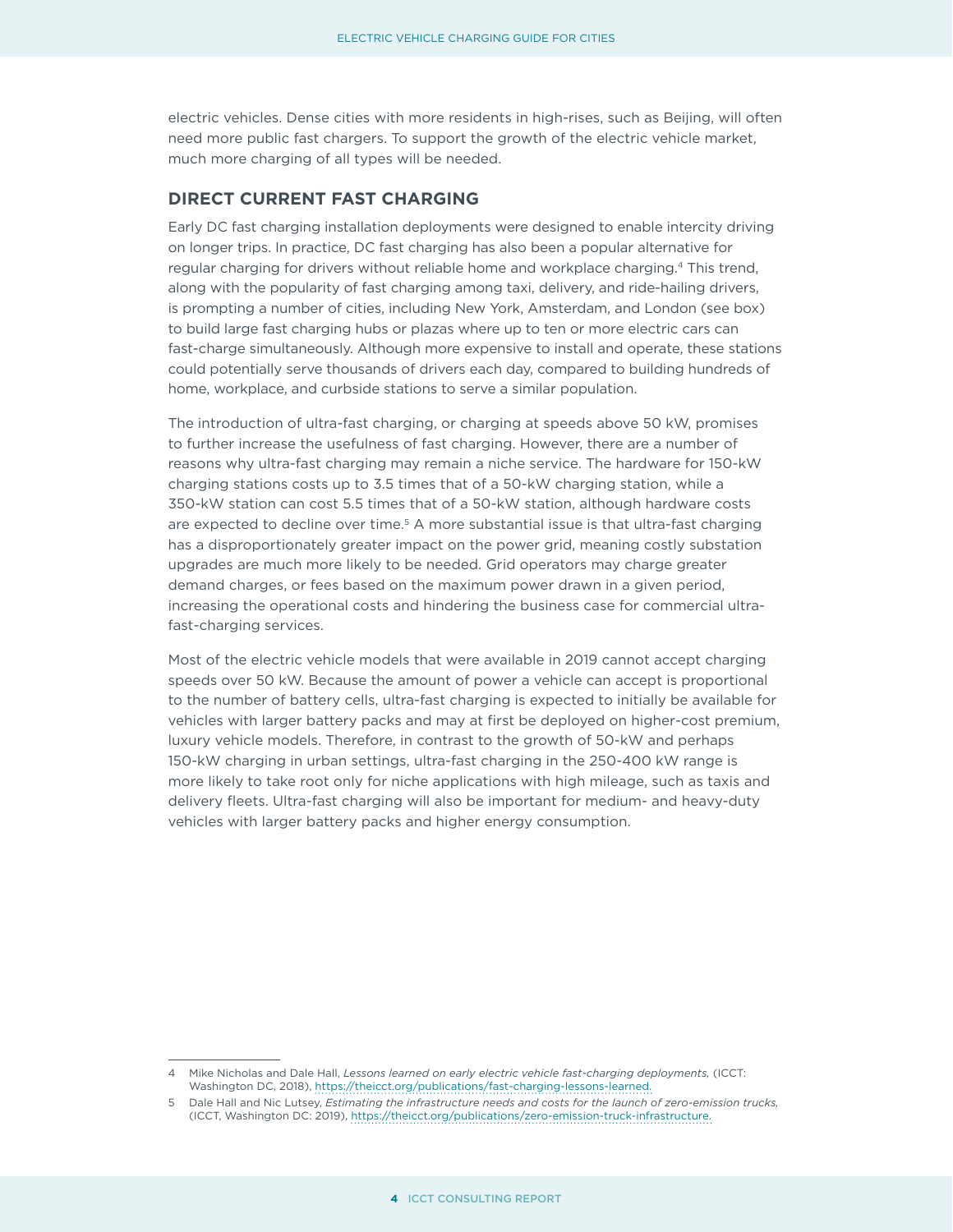electric vehicles. Dense cities with more residents in high-rises, such as Beijing, will often need more public fast chargers. To support the growth of the electric vehicle market, much more charging of all types will be needed.

## DIRECT CURRENT FAST CHARGING

Early DC fast charging installation deployments were designed to enable intercity driving on longer trips. In practice, DC fast charging has also been a popular alternative for regular charging for drivers without reliable home and workplace charging.[4] This trend, along with the popularity of fast charging among taxi, delivery, and ride-hailing drivers, is prompting a number of cities, including New York, Amsterdam, and London (see box) to build large fast charging hubs or plazas where up to ten or more electric cars can fast-charge simultaneously. Although more expensive to install and operate, these stations could potentially serve thousands of drivers each day, compared to building hundreds of home, workplace, and curbside stations to serve a similar population.

The introduction of ultra-fast charging, or charging at speeds above 50 kW, promises to further increase the usefulness of fast charging. However, there are a number of reasons why ultra-fast charging may remain a niche service. The hardware for 150-kW charging stations costs up to 3.5 times that of a 50-kW charging station, while a 350-kW station can cost 5.5 times that of a 50-kW station, although hardware costs are expected to decline over time.[5] A more substantial issue is that ultra-fast charging has a disproportionately greater impact on the power grid, meaning costly substation upgrades are much more likely to be needed. Grid operators may charge greater demand charges, or fees based on the maximum power drawn in a given period, increasing the operational costs and hindering the business case for commercial ultra-fast-charging services.

Most of the electric vehicle models that were available in 2019 cannot accept charging speeds over 50 kW. Because the amount of power a vehicle can accept is proportional to the number of battery cells, ultra-fast charging is expected to initially be available for vehicles with larger battery packs and may at first be deployed on higher-cost premium, luxury vehicle models. Therefore, in contrast to the growth of 50-kW and perhaps 150-kW charging in urban settings, ultra-fast charging in the 250-400 kW range is more likely to take root only for niche applications with high mileage, such as taxis and delivery fleets. Ultra-fast charging will also be important for medium- and heavy-duty vehicles with larger battery packs and higher energy consumption.

---

4 Mike Nicholas and Dale Hall, *Lessons learned on early electric vehicle fast-charging deployments,* (ICCT: Washington DC, 2018), https://theicct.org/publications/fast-charging-lessons-learned.

5 Dale Hall and Nic Lutsey, *Estimating the infrastructure needs and costs for the launch of zero-emission trucks,* (ICCT, Washington DC: 2019), https://theicct.org/publications/zero-emission-truck-infrastructure.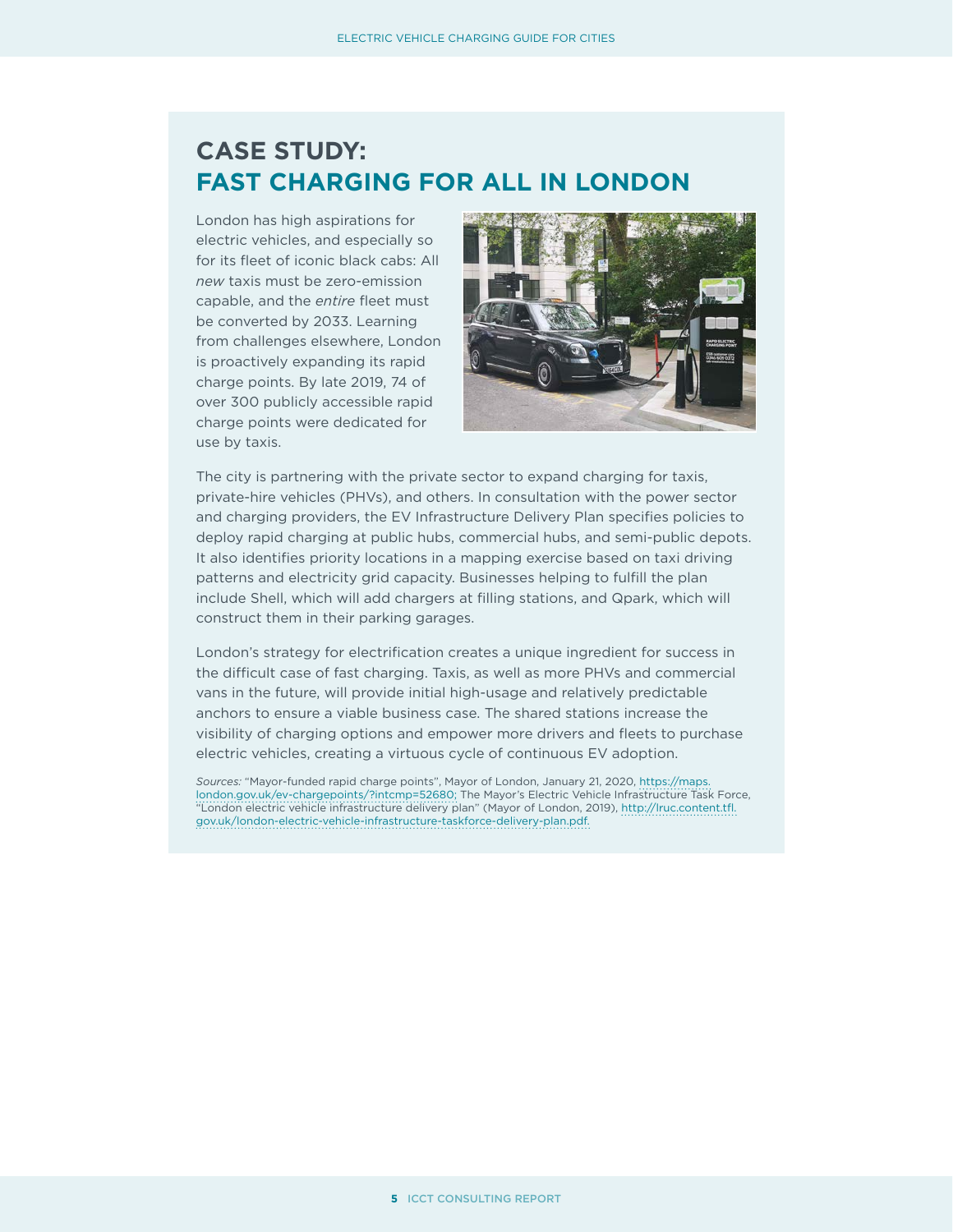## CASE STUDY: FAST CHARGING FOR ALL IN LONDON

London has high aspirations for electric vehicles, and especially so for its fleet of iconic black cabs: All *new* taxis must be zero-emission capable, and the *entire* fleet must be converted by 2033. Learning from challenges elsewhere, London is proactively expanding its rapid charge points. By late 2019, 74 of over 300 publicly accessible rapid charge points were dedicated for use by taxis.

The city is partnering with the private sector to expand charging for taxis, private-hire vehicles (PHVs), and others. In consultation with the power sector and charging providers, the EV Infrastructure Delivery Plan specifies policies to deploy rapid charging at public hubs, commercial hubs, and semi-public depots. It also identifies priority locations in a mapping exercise based on taxi driving patterns and electricity grid capacity. Businesses helping to fulfill the plan include Shell, which will add chargers at filling stations, and Qpark, which will construct them in their parking garages.

London's strategy for electrification creates a unique ingredient for success in the difficult case of fast charging. Taxis, as well as more PHVs and commercial vans in the future, will provide initial high-usage and relatively predictable anchors to ensure a viable business case. The shared stations increase the visibility of charging options and empower more drivers and fleets to purchase electric vehicles, creating a virtuous cycle of continuous EV adoption.

*Sources:* "Mayor-funded rapid charge points", Mayor of London, January 21, 2020, https://maps.london.gov.uk/ev-chargepoints/?intcmp=52680; The Mayor's Electric Vehicle Infrastructure Task Force, "London electric vehicle infrastructure delivery plan" (Mayor of London, 2019), http://lruc.content.tfl.gov.uk/london-electric-vehicle-infrastructure-taskforce-delivery-plan.pdf.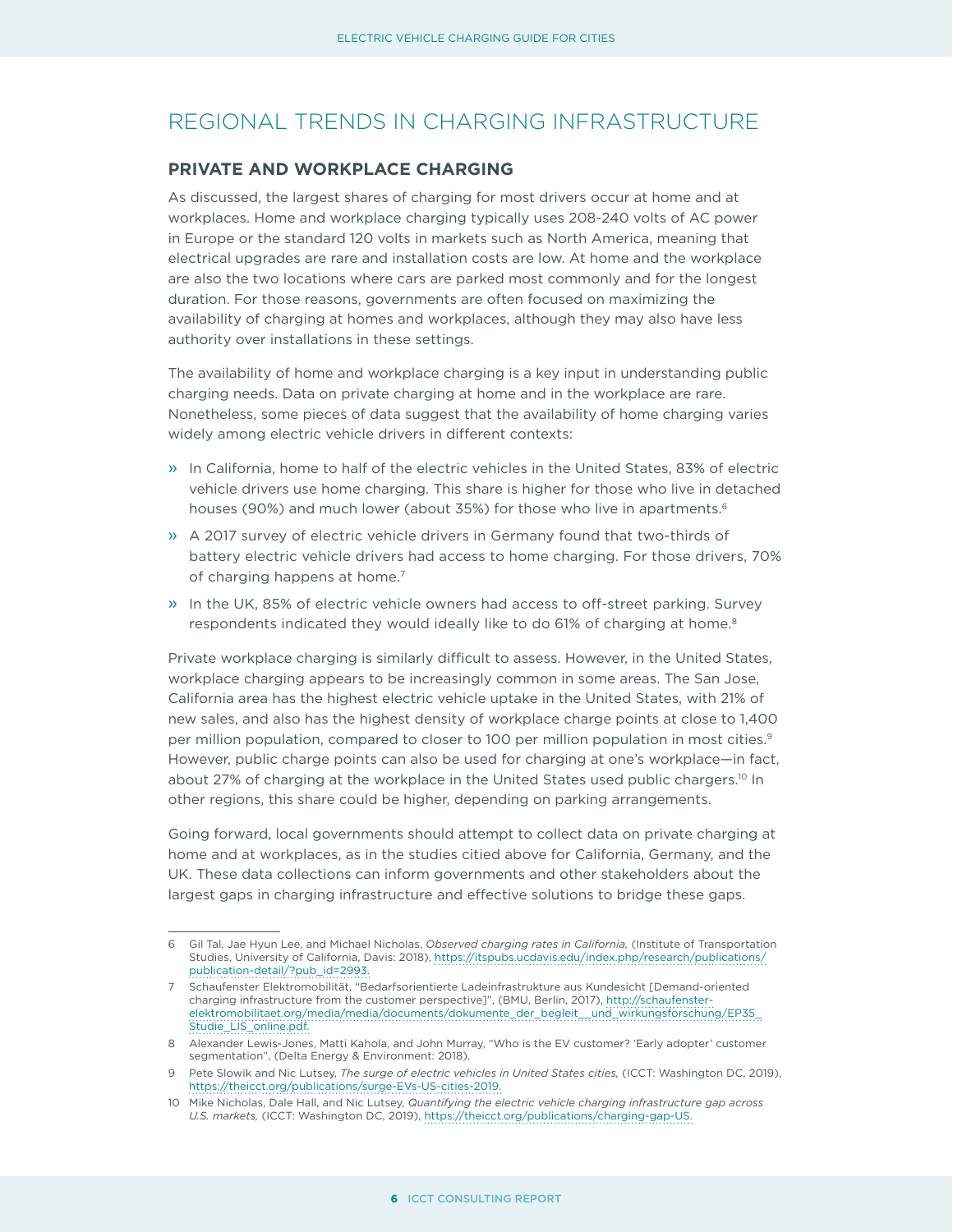## REGIONAL TRENDS IN CHARGING INFRASTRUCTURE

### PRIVATE AND WORKPLACE CHARGING

As discussed, the largest shares of charging for most drivers occur at home and at workplaces. Home and workplace charging typically uses 208-240 volts of AC power in Europe or the standard 120 volts in markets such as North America, meaning that electrical upgrades are rare and installation costs are low. At home and the workplace are also the two locations where cars are parked most commonly and for the longest duration. For those reasons, governments are often focused on maximizing the availability of charging at homes and workplaces, although they may also have less authority over installations in these settings.

The availability of home and workplace charging is a key input in understanding public charging needs. Data on private charging at home and in the workplace are rare. Nonetheless, some pieces of data suggest that the availability of home charging varies widely among electric vehicle drivers in different contexts:

- In California, home to half of the electric vehicles in the United States, 83% of electric vehicle drivers use home charging. This share is higher for those who live in detached houses (90%) and much lower (about 35%) for those who live in apartments.[6]
- A 2017 survey of electric vehicle drivers in Germany found that two-thirds of battery electric vehicle drivers had access to home charging. For those drivers, 70% of charging happens at home.[7]
- In the UK, 85% of electric vehicle owners had access to off-street parking. Survey respondents indicated they would ideally like to do 61% of charging at home.[8]

Private workplace charging is similarly difficult to assess. However, in the United States, workplace charging appears to be increasingly common in some areas. The San Jose, California area has the highest electric vehicle uptake in the United States, with 21% of new sales, and also has the highest density of workplace charge points at close to 1,400 per million population, compared to closer to 100 per million population in most cities.[9] However, public charge points can also be used for charging at one's workplace—in fact, about 27% of charging at the workplace in the United States used public chargers.[10] In other regions, this share could be higher, depending on parking arrangements.

Going forward, local governments should attempt to collect data on private charging at home and at workplaces, as in the studies citied above for California, Germany, and the UK. These data collections can inform governments and other stakeholders about the largest gaps in charging infrastructure and effective solutions to bridge these gaps.

---

6 Gil Tal, Jae Hyun Lee, and Michael Nicholas, *Observed charging rates in California,* (Institute of Transportation Studies, University of California, Davis: 2018), https://itspubs.ucdavis.edu/index.php/research/publications/publication-detail/?pub_id=2993.

7 Schaufenster Elektromobilität, "Bedarfsorientierte Ladeinfrastrukture aus Kundesicht [Demand-oriented charging infrastructure from the customer perspective]", (BMU, Berlin, 2017), http://schaufenster-elektromobilitaet.org/media/media/documents/dokumente_der_begleit__und_wirkungsforschung/EP35_Studie_LIS_online.pdf.

8 Alexander Lewis-Jones, Matti Kahola, and John Murray, "Who is the EV customer? 'Early adopter' customer segmentation", (Delta Energy & Environment: 2018).

9 Pete Slowik and Nic Lutsey, *The surge of electric vehicles in United States cities,* (ICCT: Washington DC, 2019), https://theicct.org/publications/surge-EVs-US-cities-2019.

10 Mike Nicholas, Dale Hall, and Nic Lutsey, *Quantifying the electric vehicle charging infrastructure gap across U.S. markets,* (ICCT: Washington DC, 2019), https://theicct.org/publications/charging-gap-US.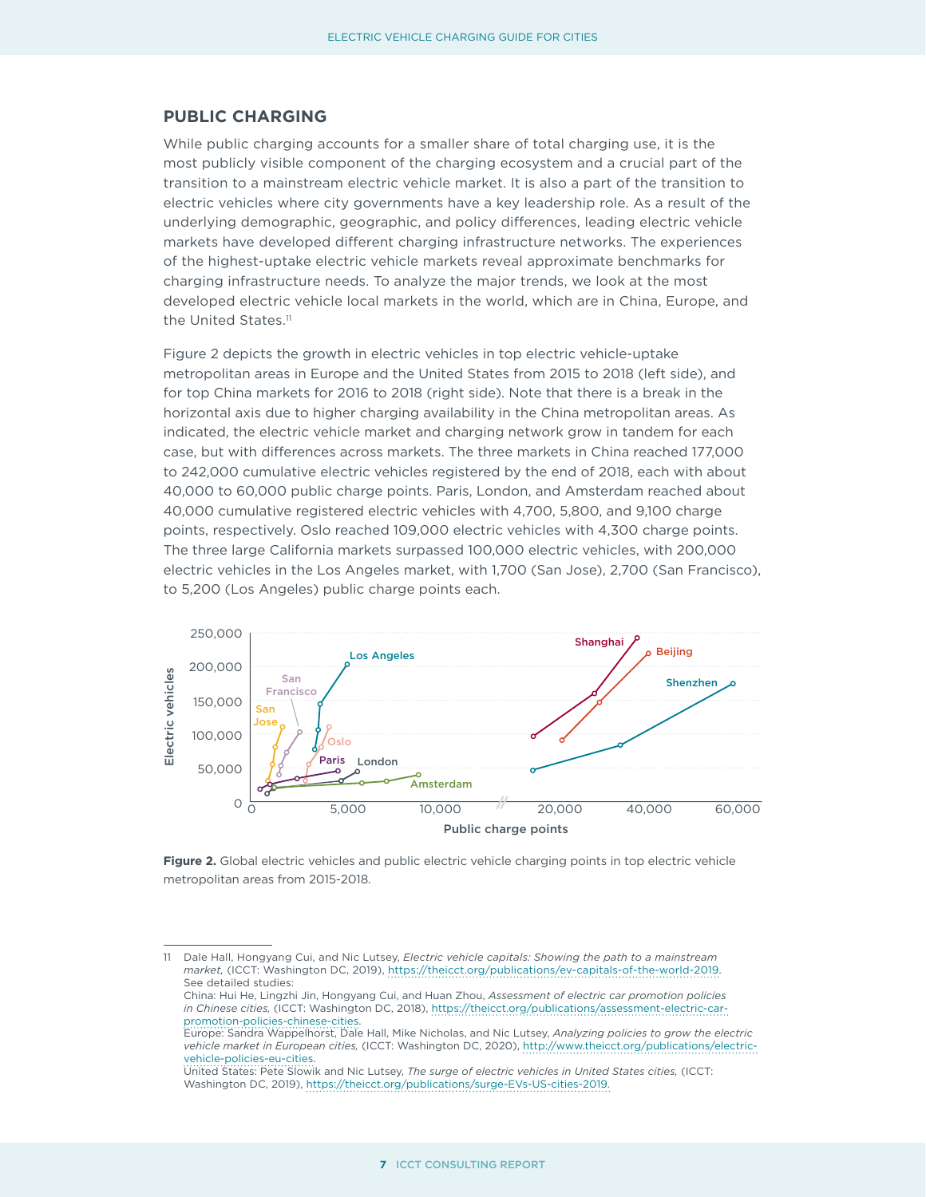## PUBLIC CHARGING

While public charging accounts for a smaller share of total charging use, it is the most publicly visible component of the charging ecosystem and a crucial part of the transition to a mainstream electric vehicle market. It is also a part of the transition to electric vehicles where city governments have a key leadership role. As a result of the underlying demographic, geographic, and policy differences, leading electric vehicle markets have developed different charging infrastructure networks. The experiences of the highest-uptake electric vehicle markets reveal approximate benchmarks for charging infrastructure needs. To analyze the major trends, we look at the most developed electric vehicle local markets in the world, which are in China, Europe, and the United States.[11]

Figure 2 depicts the growth in electric vehicles in top electric vehicle-uptake metropolitan areas in Europe and the United States from 2015 to 2018 (left side), and for top China markets for 2016 to 2018 (right side). Note that there is a break in the horizontal axis due to higher charging availability in the China metropolitan areas. As indicated, the electric vehicle market and charging network grow in tandem for each case, but with differences across markets. The three markets in China reached 177,000 to 242,000 cumulative electric vehicles registered by the end of 2018, each with about 40,000 to 60,000 public charge points. Paris, London, and Amsterdam reached about 40,000 cumulative registered electric vehicles with 4,700, 5,800, and 9,100 charge points, respectively. Oslo reached 109,000 electric vehicles with 4,300 charge points. The three large California markets surpassed 100,000 electric vehicles, with 200,000 electric vehicles in the Los Angeles market, with 1,700 (San Jose), 2,700 (San Francisco), to 5,200 (Los Angeles) public charge points each.

**Figure 2.** Global electric vehicles and public electric vehicle charging points in top electric vehicle metropolitan areas from 2015-2018.

---

11 Dale Hall, Hongyang Cui, and Nic Lutsey, *Electric vehicle capitals: Showing the path to a mainstream market,* (ICCT: Washington DC, 2019), https://theicct.org/publications/ev-capitals-of-the-world-2019.
See detailed studies:
China: Hui He, Lingzhi Jin, Hongyang Cui, and Huan Zhou, *Assessment of electric car promotion policies in Chinese cities,* (ICCT: Washington DC, 2018), https://theicct.org/publications/assessment-electric-car-promotion-policies-chinese-cities.
Europe: Sandra Wappelhorst, Dale Hall, Mike Nicholas, and Nic Lutsey, *Analyzing policies to grow the electric vehicle market in European cities,* (ICCT: Washington DC, 2020), http://www.theicct.org/publications/electric-vehicle-policies-eu-cities.
United States: Pete Slowik and Nic Lutsey, *The surge of electric vehicles in United States cities,* (ICCT: Washington DC, 2019), https://theicct.org/publications/surge-EVs-US-cities-2019.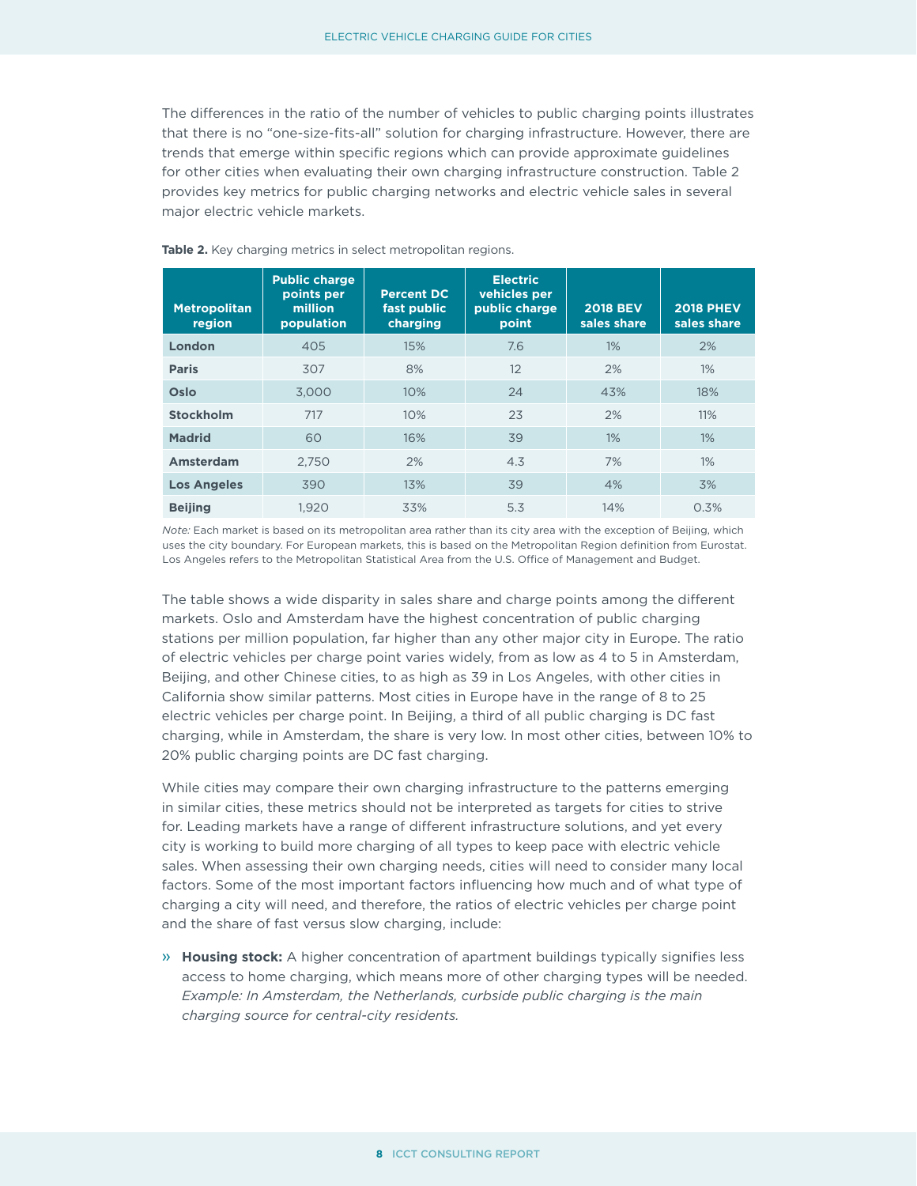The differences in the ratio of the number of vehicles to public charging points illustrates that there is no "one-size-fits-all" solution for charging infrastructure. However, there are trends that emerge within specific regions which can provide approximate guidelines for other cities when evaluating their own charging infrastructure construction. Table 2 provides key metrics for public charging networks and electric vehicle sales in several major electric vehicle markets.

**Table 2.** Key charging metrics in select metropolitan regions.

| Metropolitan region | Public charge points per million population | Percent DC fast public charging | Electric vehicles per public charge point | 2018 BEV sales share | 2018 PHEV sales share |
|---|---|---|---|---|---|
| **London** | 405 | 15% | 7.6 | 1% | 2% |
| **Paris** | 307 | 8% | 12 | 2% | 1% |
| **Oslo** | 3,000 | 10% | 24 | 43% | 18% |
| **Stockholm** | 717 | 10% | 23 | 2% | 11% |
| **Madrid** | 60 | 16% | 39 | 1% | 1% |
| **Amsterdam** | 2,750 | 2% | 4.3 | 7% | 1% |
| **Los Angeles** | 390 | 13% | 39 | 4% | 3% |
| **Beijing** | 1,920 | 33% | 5.3 | 14% | 0.3% |

*Note:* Each market is based on its metropolitan area rather than its city area with the exception of Beijing, which uses the city boundary. For European markets, this is based on the Metropolitan Region definition from Eurostat. Los Angeles refers to the Metropolitan Statistical Area from the U.S. Office of Management and Budget.

The table shows a wide disparity in sales share and charge points among the different markets. Oslo and Amsterdam have the highest concentration of public charging stations per million population, far higher than any other major city in Europe. The ratio of electric vehicles per charge point varies widely, from as low as 4 to 5 in Amsterdam, Beijing, and other Chinese cities, to as high as 39 in Los Angeles, with other cities in California show similar patterns. Most cities in Europe have in the range of 8 to 25 electric vehicles per charge point. In Beijing, a third of all public charging is DC fast charging, while in Amsterdam, the share is very low. In most other cities, between 10% to 20% public charging points are DC fast charging.

While cities may compare their own charging infrastructure to the patterns emerging in similar cities, these metrics should not be interpreted as targets for cities to strive for. Leading markets have a range of different infrastructure solutions, and yet every city is working to build more charging of all types to keep pace with electric vehicle sales. When assessing their own charging needs, cities will need to consider many local factors. Some of the most important factors influencing how much and of what type of charging a city will need, and therefore, the ratios of electric vehicles per charge point and the share of fast versus slow charging, include:

- **Housing stock:** A higher concentration of apartment buildings typically signifies less access to home charging, which means more of other charging types will be needed. *Example: In Amsterdam, the Netherlands, curbside public charging is the main charging source for central-city residents.*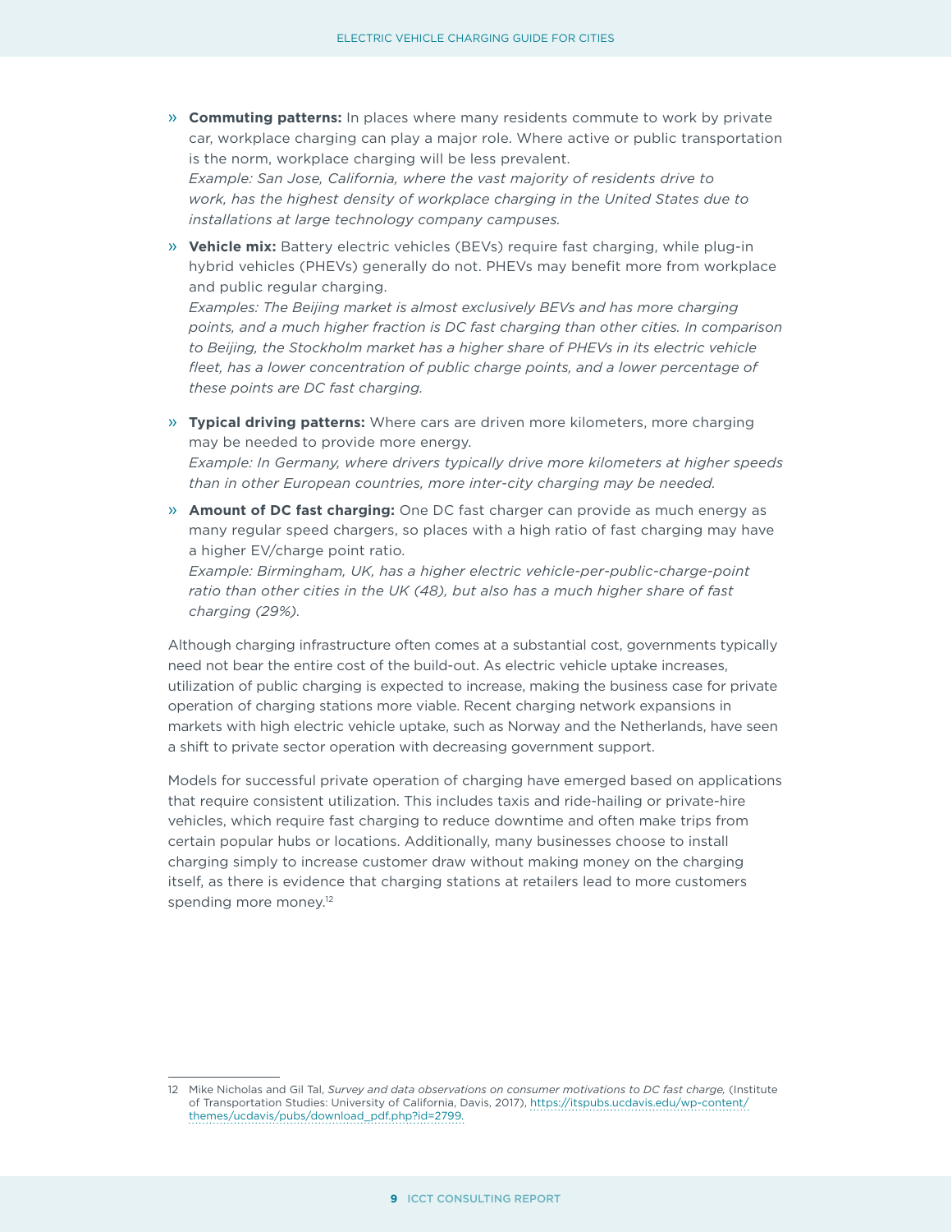- **Commuting patterns:** In places where many residents commute to work by private car, workplace charging can play a major role. Where active or public transportation is the norm, workplace charging will be less prevalent.
  *Example: San Jose, California, where the vast majority of residents drive to work, has the highest density of workplace charging in the United States due to installations at large technology company campuses.*

- **Vehicle mix:** Battery electric vehicles (BEVs) require fast charging, while plug-in hybrid vehicles (PHEVs) generally do not. PHEVs may benefit more from workplace and public regular charging.
  *Examples: The Beijing market is almost exclusively BEVs and has more charging points, and a much higher fraction is DC fast charging than other cities. In comparison to Beijing, the Stockholm market has a higher share of PHEVs in its electric vehicle fleet, has a lower concentration of public charge points, and a lower percentage of these points are DC fast charging.*

- **Typical driving patterns:** Where cars are driven more kilometers, more charging may be needed to provide more energy.
  *Example: In Germany, where drivers typically drive more kilometers at higher speeds than in other European countries, more inter-city charging may be needed.*

- **Amount of DC fast charging:** One DC fast charger can provide as much energy as many regular speed chargers, so places with a high ratio of fast charging may have a higher EV/charge point ratio.
  *Example: Birmingham, UK, has a higher electric vehicle-per-public-charge-point ratio than other cities in the UK (48), but also has a much higher share of fast charging (29%).*

Although charging infrastructure often comes at a substantial cost, governments typically need not bear the entire cost of the build-out. As electric vehicle uptake increases, utilization of public charging is expected to increase, making the business case for private operation of charging stations more viable. Recent charging network expansions in markets with high electric vehicle uptake, such as Norway and the Netherlands, have seen a shift to private sector operation with decreasing government support.

Models for successful private operation of charging have emerged based on applications that require consistent utilization. This includes taxis and ride-hailing or private-hire vehicles, which require fast charging to reduce downtime and often make trips from certain popular hubs or locations. Additionally, many businesses choose to install charging simply to increase customer draw without making money on the charging itself, as there is evidence that charging stations at retailers lead to more customers spending more money.[12]

---

12 Mike Nicholas and Gil Tal, *Survey and data observations on consumer motivations to DC fast charge*, (Institute of Transportation Studies: University of California, Davis, 2017), https://itspubs.ucdavis.edu/wp-content/themes/ucdavis/pubs/download_pdf.php?id=2799.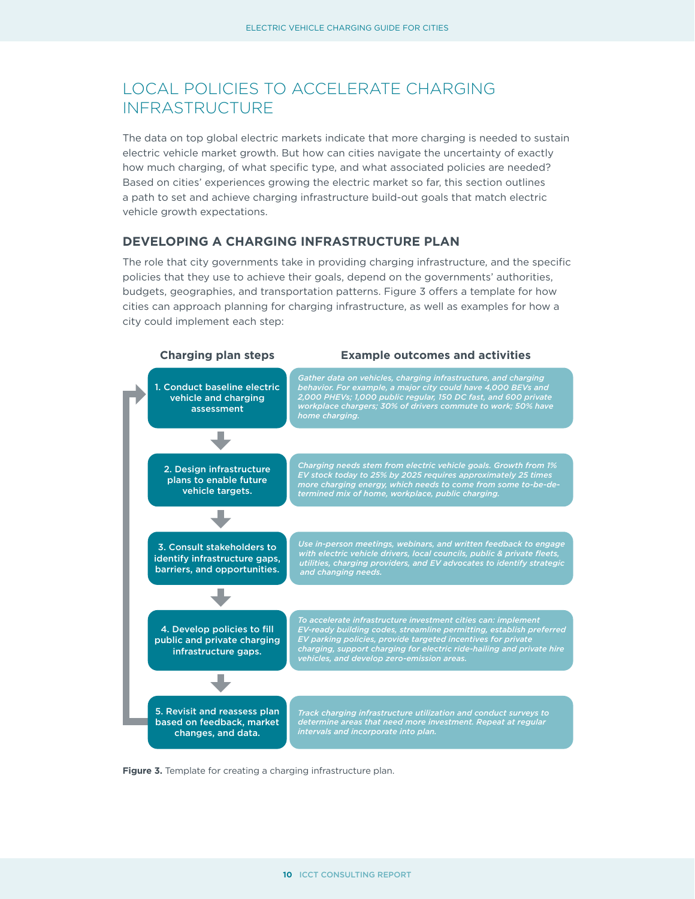## LOCAL POLICIES TO ACCELERATE CHARGING INFRASTRUCTURE

The data on top global electric markets indicate that more charging is needed to sustain electric vehicle market growth. But how can cities navigate the uncertainty of exactly how much charging, of what specific type, and what associated policies are needed? Based on cities' experiences growing the electric market so far, this section outlines a path to set and achieve charging infrastructure build-out goals that match electric vehicle growth expectations.

### DEVELOPING A CHARGING INFRASTRUCTURE PLAN

The role that city governments take in providing charging infrastructure, and the specific policies that they use to achieve their goals, depend on the governments' authorities, budgets, geographies, and transportation patterns. Figure 3 offers a template for how cities can approach planning for charging infrastructure, as well as examples for how a city could implement each step:

| Charging plan steps | Example outcomes and activities |
| --- | --- |
| 1. Conduct baseline electric vehicle and charging assessment | *Gather data on vehicles, charging infrastructure, and charging behavior. For example, a major city could have 4,000 BEVs and 2,000 PHEVs; 1,000 public regular, 150 DC fast, and 600 private workplace chargers; 30% of drivers commute to work; 50% have home charging.* |
| 2. Design infrastructure plans to enable future vehicle targets. | *Charging needs stem from electric vehicle goals. Growth from 1% EV stock today to 25% by 2025 requires approximately 25 times more charging energy, which needs to come from some to-be-determined mix of home, workplace, public charging.* |
| 3. Consult stakeholders to identify infrastructure gaps, barriers, and opportunities. | *Use in-person meetings, webinars, and written feedback to engage with electric vehicle drivers, local councils, public & private fleets, utilities, charging providers, and EV advocates to identify strategic and changing needs.* |
| 4. Develop policies to fill public and private charging infrastructure gaps. | *To accelerate infrastructure investment cities can: implement EV-ready building codes, streamline permitting, establish preferred EV parking policies, provide targeted incentives for private charging, support charging for electric ride-hailing and private hire vehicles, and develop zero-emission areas.* |
| 5. Revisit and reassess plan based on feedback, market changes, and data. | *Track charging infrastructure utilization and conduct surveys to determine areas that need more investment. Repeat at regular intervals and incorporate into plan.* |

**Figure 3.** Template for creating a charging infrastructure plan.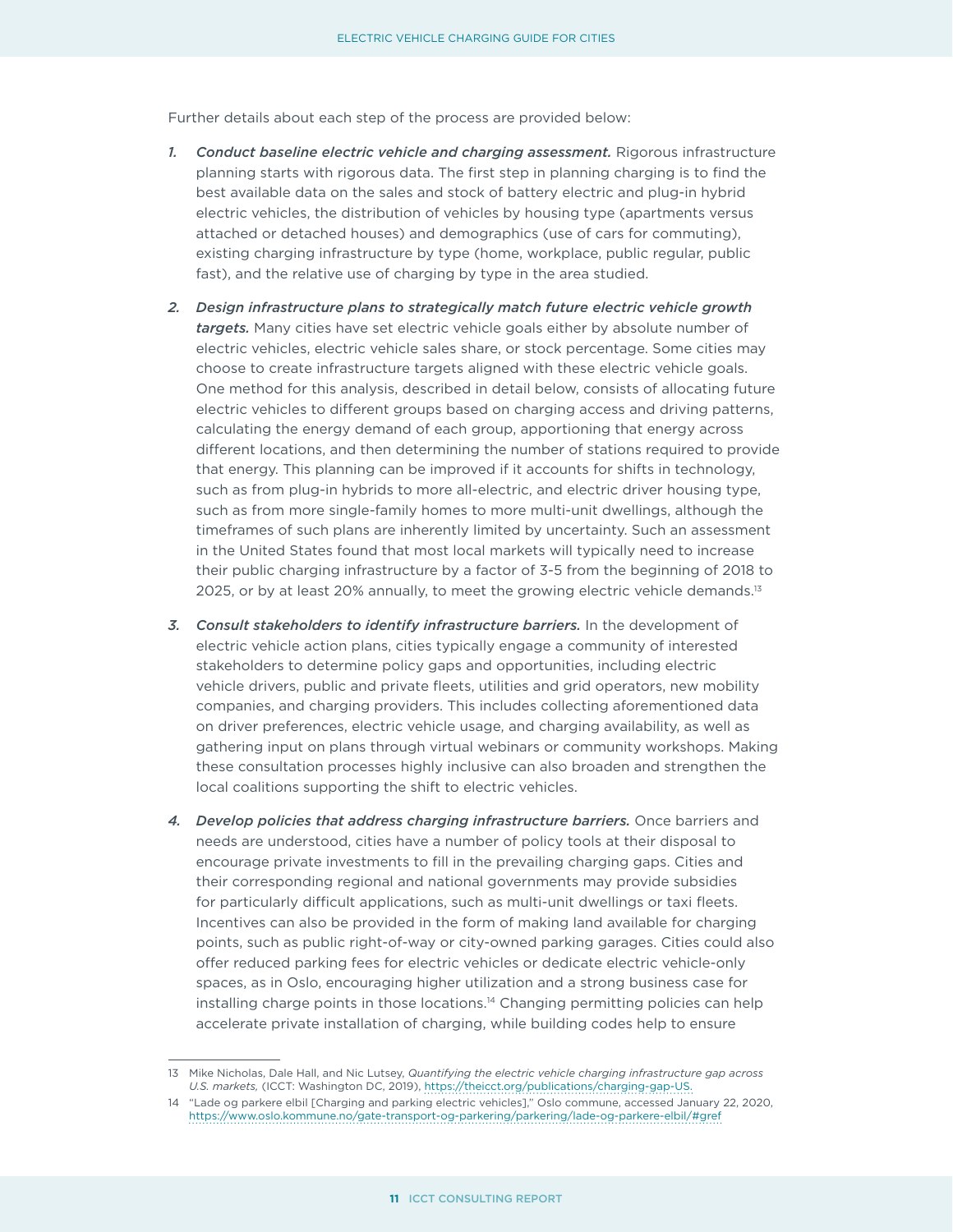Further details about each step of the process are provided below:

1. ***Conduct baseline electric vehicle and charging assessment.*** Rigorous infrastructure planning starts with rigorous data. The first step in planning charging is to find the best available data on the sales and stock of battery electric and plug-in hybrid electric vehicles, the distribution of vehicles by housing type (apartments versus attached or detached houses) and demographics (use of cars for commuting), existing charging infrastructure by type (home, workplace, public regular, public fast), and the relative use of charging by type in the area studied.

2. ***Design infrastructure plans to strategically match future electric vehicle growth targets.*** Many cities have set electric vehicle goals either by absolute number of electric vehicles, electric vehicle sales share, or stock percentage. Some cities may choose to create infrastructure targets aligned with these electric vehicle goals. One method for this analysis, described in detail below, consists of allocating future electric vehicles to different groups based on charging access and driving patterns, calculating the energy demand of each group, apportioning that energy across different locations, and then determining the number of stations required to provide that energy. This planning can be improved if it accounts for shifts in technology, such as from plug-in hybrids to more all-electric, and electric driver housing type, such as from more single-family homes to more multi-unit dwellings, although the timeframes of such plans are inherently limited by uncertainty. Such an assessment in the United States found that most local markets will typically need to increase their public charging infrastructure by a factor of 3-5 from the beginning of 2018 to 2025, or by at least 20% annually, to meet the growing electric vehicle demands.[13]

3. ***Consult stakeholders to identify infrastructure barriers.*** In the development of electric vehicle action plans, cities typically engage a community of interested stakeholders to determine policy gaps and opportunities, including electric vehicle drivers, public and private fleets, utilities and grid operators, new mobility companies, and charging providers. This includes collecting aforementioned data on driver preferences, electric vehicle usage, and charging availability, as well as gathering input on plans through virtual webinars or community workshops. Making these consultation processes highly inclusive can also broaden and strengthen the local coalitions supporting the shift to electric vehicles.

4. ***Develop policies that address charging infrastructure barriers.*** Once barriers and needs are understood, cities have a number of policy tools at their disposal to encourage private investments to fill in the prevailing charging gaps. Cities and their corresponding regional and national governments may provide subsidies for particularly difficult applications, such as multi-unit dwellings or taxi fleets. Incentives can also be provided in the form of making land available for charging points, such as public right-of-way or city-owned parking garages. Cities could also offer reduced parking fees for electric vehicles or dedicate electric vehicle-only spaces, as in Oslo, encouraging higher utilization and a strong business case for installing charge points in those locations.[14] Changing permitting policies can help accelerate private installation of charging, while building codes help to ensure

---

13 Mike Nicholas, Dale Hall, and Nic Lutsey, *Quantifying the electric vehicle charging infrastructure gap across U.S. markets,* (ICCT: Washington DC, 2019), https://theicct.org/publications/charging-gap-US.

14 "Lade og parkere elbil [Charging and parking electric vehicles]," Oslo commune, accessed January 22, 2020, https://www.oslo.kommune.no/gate-transport-og-parkering/parkering/lade-og-parkere-elbil/#gref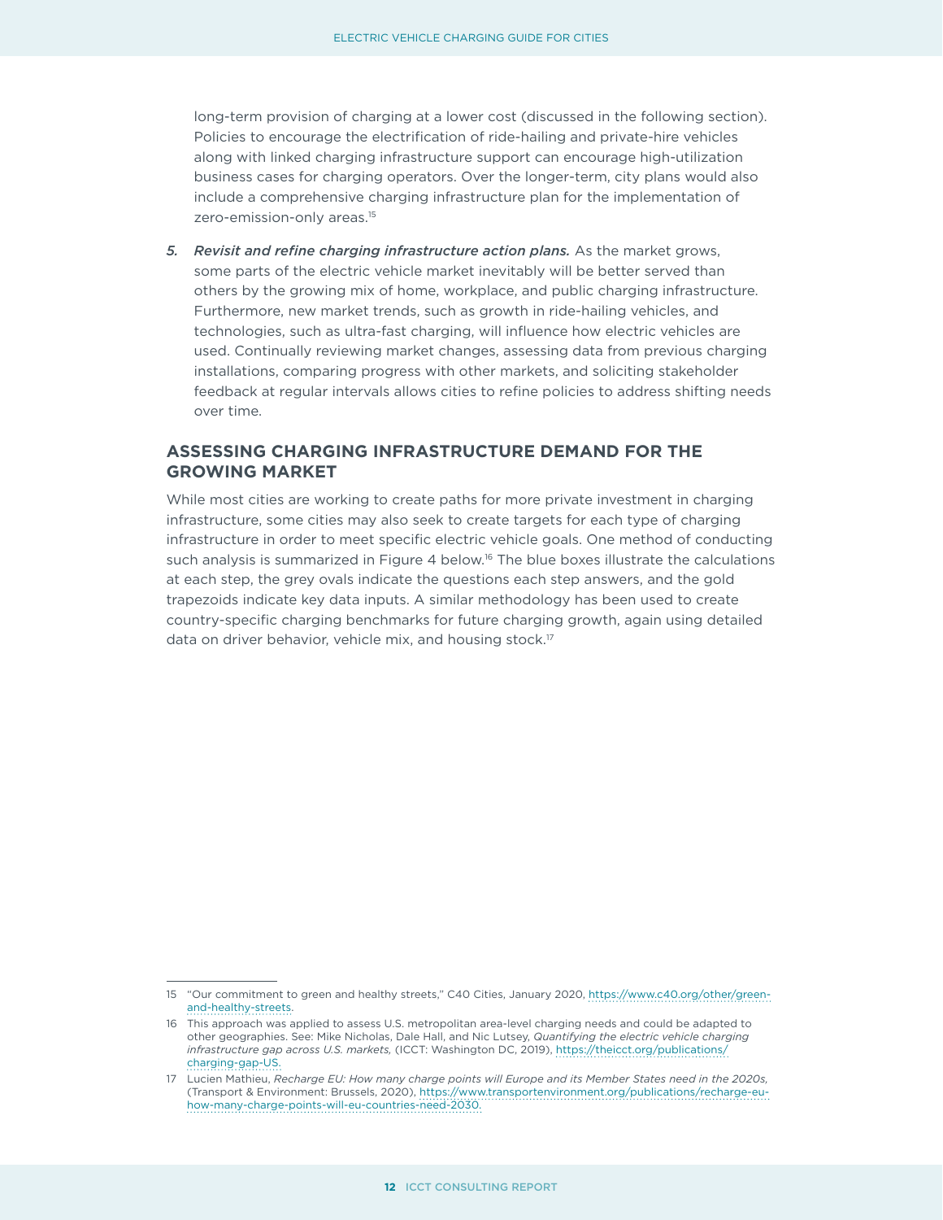long-term provision of charging at a lower cost (discussed in the following section). Policies to encourage the electrification of ride-hailing and private-hire vehicles along with linked charging infrastructure support can encourage high-utilization business cases for charging operators. Over the longer-term, city plans would also include a comprehensive charging infrastructure plan for the implementation of zero-emission-only areas.[15]

5. ***Revisit and refine charging infrastructure action plans.*** As the market grows, some parts of the electric vehicle market inevitably will be better served than others by the growing mix of home, workplace, and public charging infrastructure. Furthermore, new market trends, such as growth in ride-hailing vehicles, and technologies, such as ultra-fast charging, will influence how electric vehicles are used. Continually reviewing market changes, assessing data from previous charging installations, comparing progress with other markets, and soliciting stakeholder feedback at regular intervals allows cities to refine policies to address shifting needs over time.

## ASSESSING CHARGING INFRASTRUCTURE DEMAND FOR THE GROWING MARKET

While most cities are working to create paths for more private investment in charging infrastructure, some cities may also seek to create targets for each type of charging infrastructure in order to meet specific electric vehicle goals. One method of conducting such analysis is summarized in Figure 4 below.[16] The blue boxes illustrate the calculations at each step, the grey ovals indicate the questions each step answers, and the gold trapezoids indicate key data inputs. A similar methodology has been used to create country-specific charging benchmarks for future charging growth, again using detailed data on driver behavior, vehicle mix, and housing stock.[17]

---

15 "Our commitment to green and healthy streets," C40 Cities, January 2020, https://www.c40.org/other/green-and-healthy-streets.

16 This approach was applied to assess U.S. metropolitan area-level charging needs and could be adapted to other geographies. See: Mike Nicholas, Dale Hall, and Nic Lutsey, *Quantifying the electric vehicle charging infrastructure gap across U.S. markets,* (ICCT: Washington DC, 2019), https://theicct.org/publications/charging-gap-US.

17 Lucien Mathieu, *Recharge EU: How many charge points will Europe and its Member States need in the 2020s,* (Transport & Environment: Brussels, 2020), https://www.transportenvironment.org/publications/recharge-eu-how-many-charge-points-will-eu-countries-need-2030.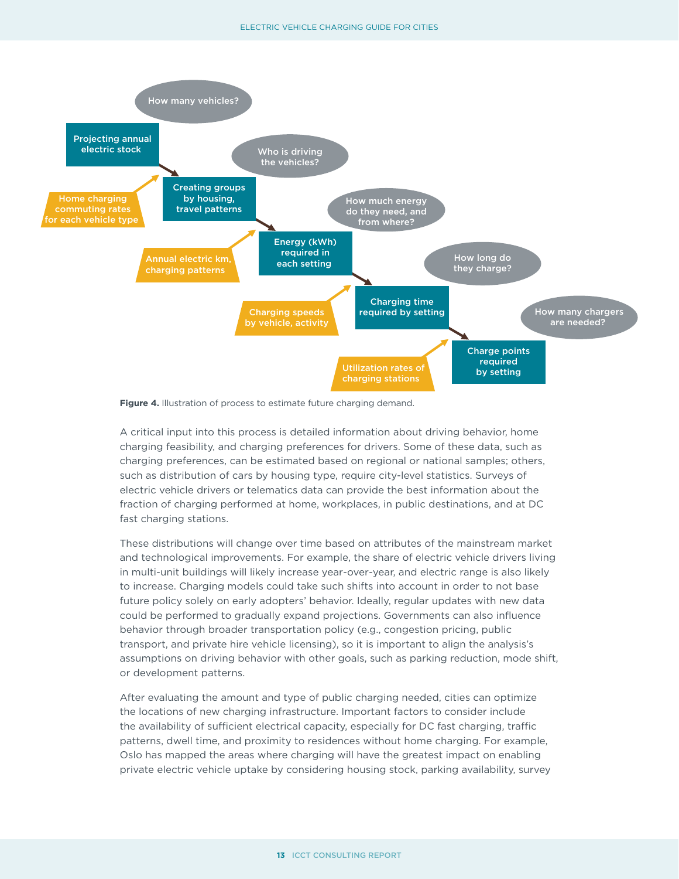How many vehicles?

**Projecting annual electric stock**

Home charging commuting rates for each vehicle type

Who is driving the vehicles?

**Creating groups by housing, travel patterns**

Annual electric km, charging patterns

How much energy do they need, and from where?

**Energy (kWh) required in each setting**

Charging speeds by vehicle, activity

How long do they charge?

**Charging time required by setting**

Utilization rates of charging stations

How many chargers are needed?

**Charge points required by setting**

**Figure 4.** Illustration of process to estimate future charging demand.

A critical input into this process is detailed information about driving behavior, home charging feasibility, and charging preferences for drivers. Some of these data, such as charging preferences, can be estimated based on regional or national samples; others, such as distribution of cars by housing type, require city-level statistics. Surveys of electric vehicle drivers or telematics data can provide the best information about the fraction of charging performed at home, workplaces, in public destinations, and at DC fast charging stations.

These distributions will change over time based on attributes of the mainstream market and technological improvements. For example, the share of electric vehicle drivers living in multi-unit buildings will likely increase year-over-year, and electric range is also likely to increase. Charging models could take such shifts into account in order to not base future policy solely on early adopters' behavior. Ideally, regular updates with new data could be performed to gradually expand projections. Governments can also influence behavior through broader transportation policy (e.g., congestion pricing, public transport, and private hire vehicle licensing), so it is important to align the analysis's assumptions on driving behavior with other goals, such as parking reduction, mode shift, or development patterns.

After evaluating the amount and type of public charging needed, cities can optimize the locations of new charging infrastructure. Important factors to consider include the availability of sufficient electrical capacity, especially for DC fast charging, traffic patterns, dwell time, and proximity to residences without home charging. For example, Oslo has mapped the areas where charging will have the greatest impact on enabling private electric vehicle uptake by considering housing stock, parking availability, survey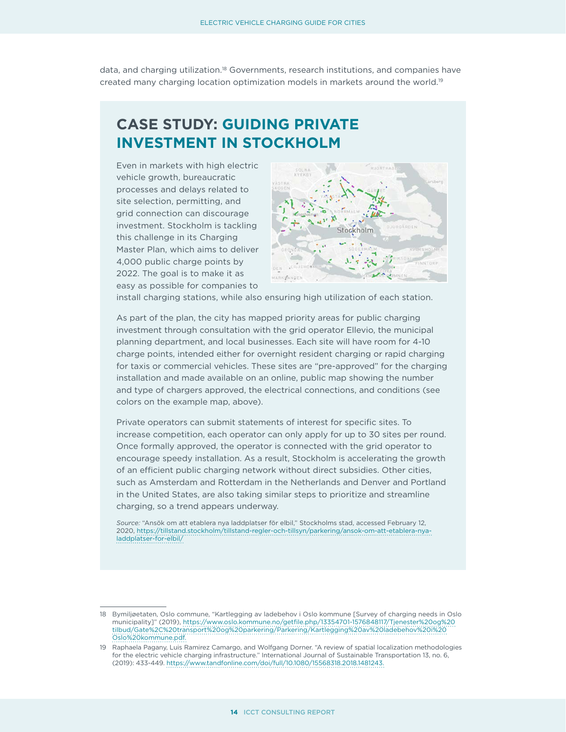data, and charging utilization.[18] Governments, research institutions, and companies have created many charging location optimization models in markets around the world.[19]

## CASE STUDY: GUIDING PRIVATE INVESTMENT IN STOCKHOLM

Even in markets with high electric vehicle growth, bureaucratic processes and delays related to site selection, permitting, and grid connection can discourage investment. Stockholm is tackling this challenge in its Charging Master Plan, which aims to deliver 4,000 public charge points by 2022. The goal is to make it as easy as possible for companies to install charging stations, while also ensuring high utilization of each station.

As part of the plan, the city has mapped priority areas for public charging investment through consultation with the grid operator Ellevio, the municipal planning department, and local businesses. Each site will have room for 4-10 charge points, intended either for overnight resident charging or rapid charging for taxis or commercial vehicles. These sites are "pre-approved" for the charging installation and made available on an online, public map showing the number and type of chargers approved, the electrical connections, and conditions (see colors on the example map, above).

Private operators can submit statements of interest for specific sites. To increase competition, each operator can only apply for up to 30 sites per round. Once formally approved, the operator is connected with the grid operator to encourage speedy installation. As a result, Stockholm is accelerating the growth of an efficient public charging network without direct subsidies. Other cities, such as Amsterdam and Rotterdam in the Netherlands and Denver and Portland in the United States, are also taking similar steps to prioritize and streamline charging, so a trend appears underway.

*Source:* "Ansök om att etablera nya laddplatser för elbil," Stockholms stad, accessed February 12, 2020, https://tillstand.stockholm/tillstand-regler-och-tillsyn/parkering/ansok-om-att-etablera-nya-laddplatser-for-elbil/

---

18 Bymiljøetaten, Oslo commune, "Kartlegging av ladebehov i Oslo kommune [Survey of charging needs in Oslo municipality]" (2019), https://www.oslo.kommune.no/getfile.php/13354701-1576848117/Tjenester%20og%20tilbud/Gate%2C%20transport%20og%20parkering/Parkering/Kartlegging%20av%20ladebehov%20i%20Oslo%20kommune.pdf.

19 Raphaela Pagany, Luis Ramirez Camargo, and Wolfgang Dorner. "A review of spatial localization methodologies for the electric vehicle charging infrastructure." International Journal of Sustainable Transportation 13, no. 6, (2019): 433-449. https://www.tandfonline.com/doi/full/10.1080/15568318.2018.1481243.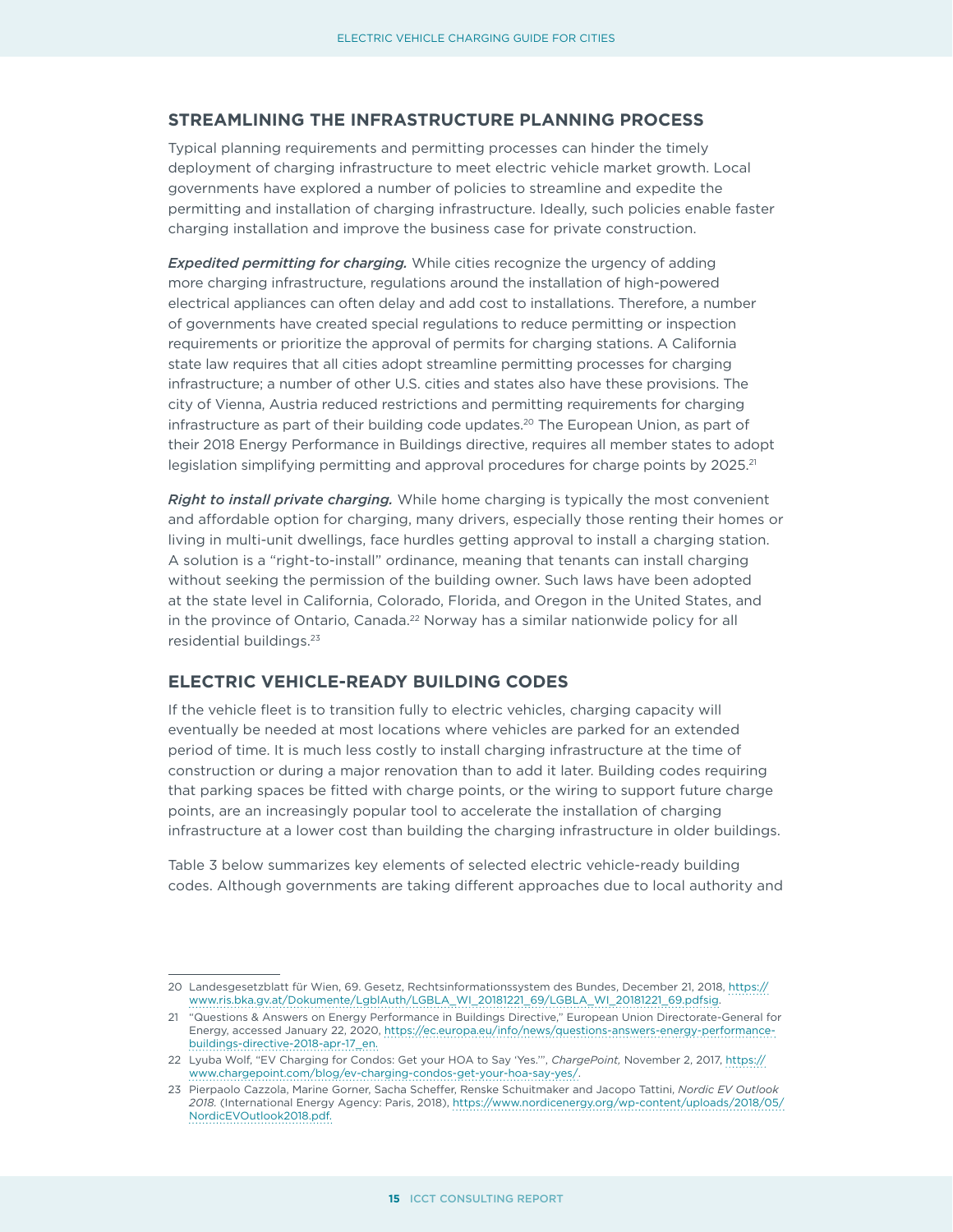## STREAMLINING THE INFRASTRUCTURE PLANNING PROCESS

Typical planning requirements and permitting processes can hinder the timely deployment of charging infrastructure to meet electric vehicle market growth. Local governments have explored a number of policies to streamline and expedite the permitting and installation of charging infrastructure. Ideally, such policies enable faster charging installation and improve the business case for private construction.

***Expedited permitting for charging.*** While cities recognize the urgency of adding more charging infrastructure, regulations around the installation of high-powered electrical appliances can often delay and add cost to installations. Therefore, a number of governments have created special regulations to reduce permitting or inspection requirements or prioritize the approval of permits for charging stations. A California state law requires that all cities adopt streamline permitting processes for charging infrastructure; a number of other U.S. cities and states also have these provisions. The city of Vienna, Austria reduced restrictions and permitting requirements for charging infrastructure as part of their building code updates.[20] The European Union, as part of their 2018 Energy Performance in Buildings directive, requires all member states to adopt legislation simplifying permitting and approval procedures for charge points by 2025.[21]

***Right to install private charging.*** While home charging is typically the most convenient and affordable option for charging, many drivers, especially those renting their homes or living in multi-unit dwellings, face hurdles getting approval to install a charging station. A solution is a "right-to-install" ordinance, meaning that tenants can install charging without seeking the permission of the building owner. Such laws have been adopted at the state level in California, Colorado, Florida, and Oregon in the United States, and in the province of Ontario, Canada.[22] Norway has a similar nationwide policy for all residential buildings.[23]

## ELECTRIC VEHICLE-READY BUILDING CODES

If the vehicle fleet is to transition fully to electric vehicles, charging capacity will eventually be needed at most locations where vehicles are parked for an extended period of time. It is much less costly to install charging infrastructure at the time of construction or during a major renovation than to add it later. Building codes requiring that parking spaces be fitted with charge points, or the wiring to support future charge points, are an increasingly popular tool to accelerate the installation of charging infrastructure at a lower cost than building the charging infrastructure in older buildings.

Table 3 below summarizes key elements of selected electric vehicle-ready building codes. Although governments are taking different approaches due to local authority and

---

20 Landesgesetzblatt für Wien, 69. Gesetz, Rechtsinformationssystem des Bundes, December 21, 2018, https://www.ris.bka.gv.at/Dokumente/LgblAuth/LGBLA_WI_20181221_69/LGBLA_WI_20181221_69.pdfsig.

21 "Questions & Answers on Energy Performance in Buildings Directive," European Union Directorate-General for Energy, accessed January 22, 2020, https://ec.europa.eu/info/news/questions-answers-energy-performance-buildings-directive-2018-apr-17_en.

22 Lyuba Wolf, "EV Charging for Condos: Get your HOA to Say 'Yes.'", *ChargePoint*, November 2, 2017, https://www.chargepoint.com/blog/ev-charging-condos-get-your-hoa-say-yes/.

23 Pierpaolo Cazzola, Marine Gorner, Sacha Scheffer, Renske Schuitmaker and Jacopo Tattini, *Nordic EV Outlook 2018.* (International Energy Agency: Paris, 2018), https://www.nordicenergy.org/wp-content/uploads/2018/05/NordicEVOutlook2018.pdf.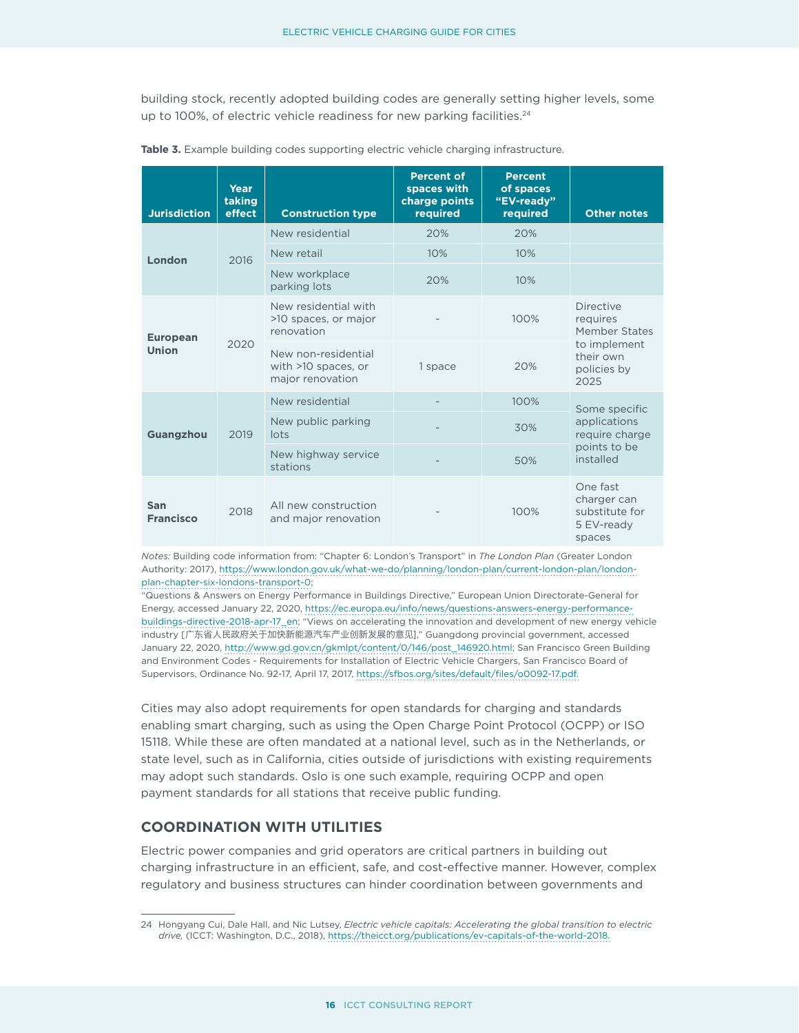building stock, recently adopted building codes are generally setting higher levels, some up to 100%, of electric vehicle readiness for new parking facilities.[24]

**Table 3.** Example building codes supporting electric vehicle charging infrastructure.

| Jurisdiction | Year taking effect | Construction type | Percent of spaces with charge points required | Percent of spaces "EV-ready" required | Other notes |
|---|---|---|---|---|---|
| London | 2016 | New residential | 20% | 20% | |
| | | New retail | 10% | 10% | |
| | | New workplace parking lots | 20% | 10% | |
| European Union | 2020 | New residential with >10 spaces, or major renovation | - | 100% | Directive requires Member States to implement their own policies by 2025 |
| | | New non-residential with >10 spaces, or major renovation | 1 space | 20% | |
| Guangzhou | 2019 | New residential | - | 100% | Some specific applications require charge points to be installed |
| | | New public parking lots | - | 30% | |
| | | New highway service stations | - | 50% | |
| San Francisco | 2018 | All new construction and major renovation | - | 100% | One fast charger can substitute for 5 EV-ready spaces |

*Notes:* Building code information from: "Chapter 6: London's Transport" in *The London Plan* (Greater London Authority: 2017), https://www.london.gov.uk/what-we-do/planning/london-plan/current-london-plan/london-plan-chapter-six-londons-transport-0;
"Questions & Answers on Energy Performance in Buildings Directive," European Union Directorate-General for Energy, accessed January 22, 2020, https://ec.europa.eu/info/news/questions-answers-energy-performance-buildings-directive-2018-apr-17_en; "Views on accelerating the innovation and development of new energy vehicle industry [广东省人民政府关于加快新能源汽车产业创新发展的意见]," Guangdong provincial government, accessed January 22, 2020, http://www.gd.gov.cn/gkmlpt/content/0/146/post_146920.html; San Francisco Green Building and Environment Codes - Requirements for Installation of Electric Vehicle Chargers, San Francisco Board of Supervisors, Ordinance No. 92-17, April 17, 2017, https://sfbos.org/sites/default/files/o0092-17.pdf.

Cities may also adopt requirements for open standards for charging and standards enabling smart charging, such as using the Open Charge Point Protocol (OCPP) or ISO 15118. While these are often mandated at a national level, such as in the Netherlands, or state level, such as in California, cities outside of jurisdictions with existing requirements may adopt such standards. Oslo is one such example, requiring OCPP and open payment standards for all stations that receive public funding.

## COORDINATION WITH UTILITIES

Electric power companies and grid operators are critical partners in building out charging infrastructure in an efficient, safe, and cost-effective manner. However, complex regulatory and business structures can hinder coordination between governments and

24 Hongyang Cui, Dale Hall, and Nic Lutsey, *Electric vehicle capitals: Accelerating the global transition to electric drive,* (ICCT: Washington, D.C., 2018), https://theicct.org/publications/ev-capitals-of-the-world-2018.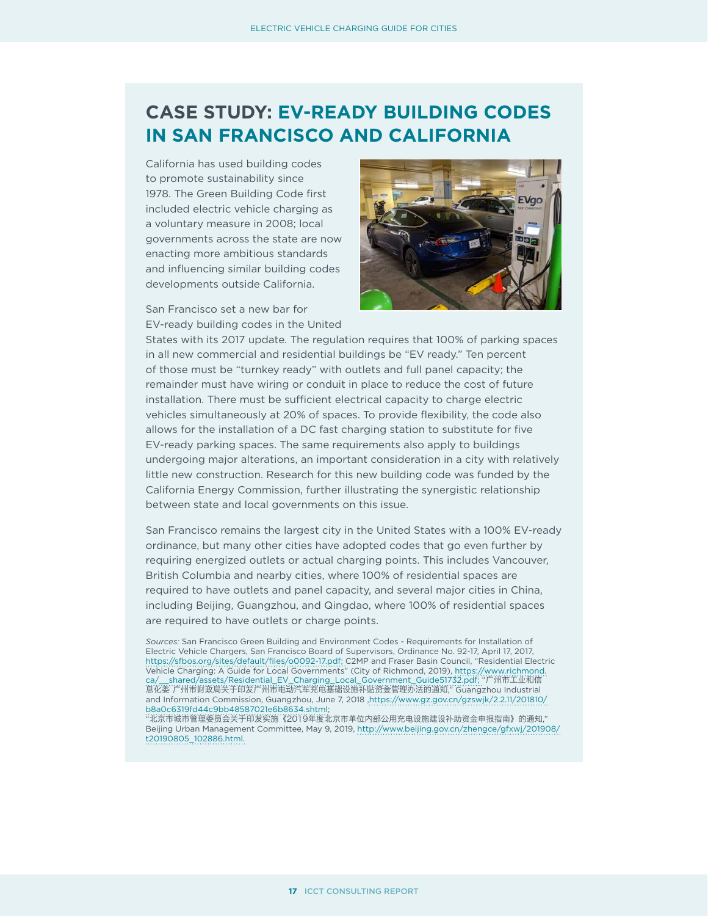# CASE STUDY: EV-READY BUILDING CODES IN SAN FRANCISCO AND CALIFORNIA

California has used building codes to promote sustainability since 1978. The Green Building Code first included electric vehicle charging as a voluntary measure in 2008; local governments across the state are now enacting more ambitious standards and influencing similar building codes developments outside California.

San Francisco set a new bar for EV-ready building codes in the United States with its 2017 update. The regulation requires that 100% of parking spaces in all new commercial and residential buildings be "EV ready." Ten percent of those must be "turnkey ready" with outlets and full panel capacity; the remainder must have wiring or conduit in place to reduce the cost of future installation. There must be sufficient electrical capacity to charge electric vehicles simultaneously at 20% of spaces. To provide flexibility, the code also allows for the installation of a DC fast charging station to substitute for five EV-ready parking spaces. The same requirements also apply to buildings undergoing major alterations, an important consideration in a city with relatively little new construction. Research for this new building code was funded by the California Energy Commission, further illustrating the synergistic relationship between state and local governments on this issue.

San Francisco remains the largest city in the United States with a 100% EV-ready ordinance, but many other cities have adopted codes that go even further by requiring energized outlets or actual charging points. This includes Vancouver, British Columbia and nearby cities, where 100% of residential spaces are required to have outlets and panel capacity, and several major cities in China, including Beijing, Guangzhou, and Qingdao, where 100% of residential spaces are required to have outlets or charge points.

*Sources:* San Francisco Green Building and Environment Codes - Requirements for Installation of Electric Vehicle Chargers, San Francisco Board of Supervisors, Ordinance No. 92-17, April 17, 2017, https://sfbos.org/sites/default/files/o0092-17.pdf; C2MP and Fraser Basin Council, "Residential Electric Vehicle Charging: A Guide for Local Governments" (City of Richmond, 2019), https://www.richmond.ca/__shared/assets/Residential_EV_Charging_Local_Government_Guide51732.pdf; "广州市工业和信息化委 广州市财政局关于印发广州市电动汽车充电基础设施补贴资金管理办法的通知," Guangzhou Industrial and Information Commission, Guangzhou, June 7, 2018 ,https://www.gz.gov.cn/gzswjk/2.2.11/201810/b8a0c6319fd44c9bb48587021e6b8634.shtml;
"北京市城市管理委员会关于印发实施《2019年度北京市单位内部公用充电设施建设补助资金申报指南》的通知," Beijing Urban Management Committee, May 9, 2019, http://www.beijing.gov.cn/zhengce/gfxwj/201908/t20190805_102886.html.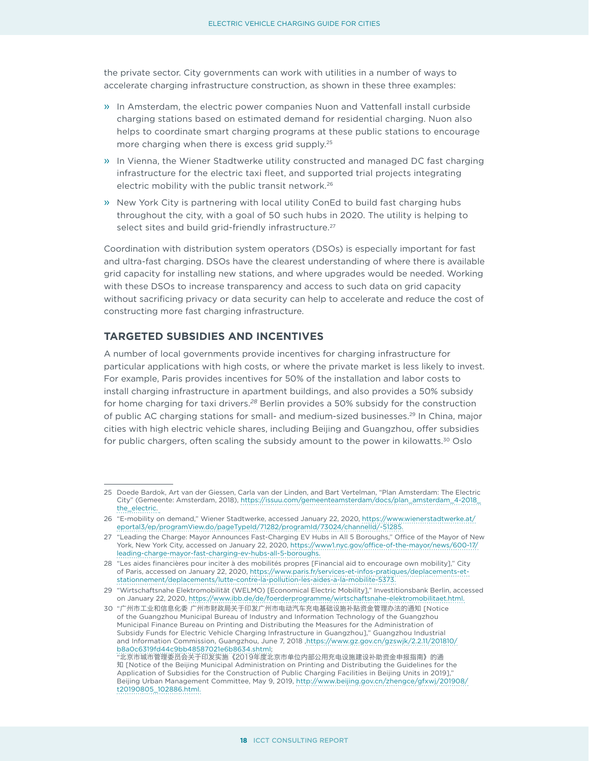the private sector. City governments can work with utilities in a number of ways to accelerate charging infrastructure construction, as shown in these three examples:

- In Amsterdam, the electric power companies Nuon and Vattenfall install curbside charging stations based on estimated demand for residential charging. Nuon also helps to coordinate smart charging programs at these public stations to encourage more charging when there is excess grid supply.[25]
- In Vienna, the Wiener Stadtwerke utility constructed and managed DC fast charging infrastructure for the electric taxi fleet, and supported trial projects integrating electric mobility with the public transit network.[26]
- New York City is partnering with local utility ConEd to build fast charging hubs throughout the city, with a goal of 50 such hubs in 2020. The utility is helping to select sites and build grid-friendly infrastructure.[27]

Coordination with distribution system operators (DSOs) is especially important for fast and ultra-fast charging. DSOs have the clearest understanding of where there is available grid capacity for installing new stations, and where upgrades would be needed. Working with these DSOs to increase transparency and access to such data on grid capacity without sacrificing privacy or data security can help to accelerate and reduce the cost of constructing more fast charging infrastructure.

## TARGETED SUBSIDIES AND INCENTIVES

A number of local governments provide incentives for charging infrastructure for particular applications with high costs, or where the private market is less likely to invest. For example, Paris provides incentives for 50% of the installation and labor costs to install charging infrastructure in apartment buildings, and also provides a 50% subsidy for home charging for taxi drivers.[28] Berlin provides a 50% subsidy for the construction of public AC charging stations for small- and medium-sized businesses.[29] In China, major cities with high electric vehicle shares, including Beijing and Guangzhou, offer subsidies for public chargers, often scaling the subsidy amount to the power in kilowatts.[30] Oslo

---

25 Doede Bardok, Art van der Giessen, Carla van der Linden, and Bart Vertelman, "Plan Amsterdam: The Electric City" (Gemeente: Amsterdam, 2018), https://issuu.com/gemeenteamsterdam/docs/plan_amsterdam_4-2018_the_electric.

26 "E-mobility on demand," Wiener Stadtwerke, accessed January 22, 2020, https://www.wienerstadtwerke.at/eportal3/ep/programView.do/pageTypeId/71282/programId/73024/channelId/-51285.

27 "Leading the Charge: Mayor Announces Fast-Charging EV Hubs in All 5 Boroughs," Office of the Mayor of New York, New York City, accessed on January 22, 2020, https://www1.nyc.gov/office-of-the-mayor/news/600-17/leading-charge-mayor-fast-charging-ev-hubs-all-5-boroughs.

28 "Les aides financières pour inciter à des mobilités propres [Financial aid to encourage own mobility]," City of Paris, accessed on January 22, 2020, https://www.paris.fr/services-et-infos-pratiques/deplacements-et-stationnement/deplacements/lutte-contre-la-pollution-les-aides-a-la-mobilite-5373.

29 "Wirtschaftsnahe Elektromobilität (WELMO) [Economical Electric Mobility]," Investitionsbank Berlin, accessed on January 22, 2020, https://www.ibb.de/de/foerderprogramme/wirtschaftsnahe-elektromobilitaet.html.

30 "广州市工业和信息化委 广州市财政局关于印发广州市电动汽车充电基础设施补贴资金管理办法的通知 [Notice of the Guangzhou Municipal Bureau of Industry and Information Technology of the Guangzhou Municipal Finance Bureau on Printing and Distributing the Measures for the Administration of Subsidy Funds for Electric Vehicle Charging Infrastructure in Guangzhou]," Guangzhou Industrial and Information Commission, Guangzhou, June 7, 2018 ,https://www.gz.gov.cn/gzswjk/2.2.11/201810/b8a0c6319fd44c9bb48587021e6b8634.shtml;
"北京市城市管理委员会关于印发实施《2019年度北京市单位内部公用充电设施建设补助资金申报指南》的通知 [Notice of the Beijing Municipal Administration on Printing and Distributing the Guidelines for the Application of Subsidies for the Construction of Public Charging Facilities in Beijing Units in 2019]," Beijing Urban Management Committee, May 9, 2019, http://www.beijing.gov.cn/zhengce/gfxwj/201908/t20190805_102886.html.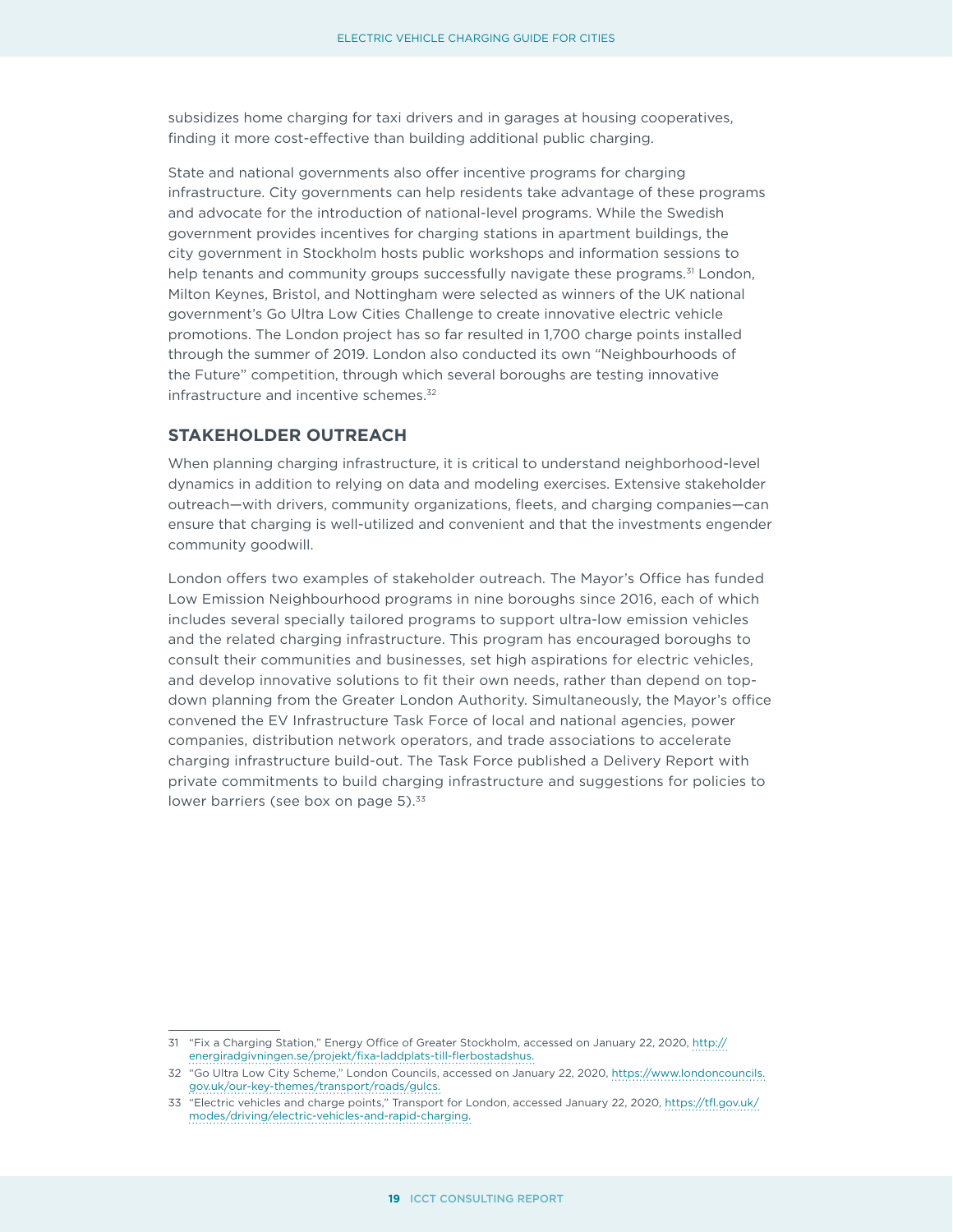subsidizes home charging for taxi drivers and in garages at housing cooperatives, finding it more cost-effective than building additional public charging.

State and national governments also offer incentive programs for charging infrastructure. City governments can help residents take advantage of these programs and advocate for the introduction of national-level programs. While the Swedish government provides incentives for charging stations in apartment buildings, the city government in Stockholm hosts public workshops and information sessions to help tenants and community groups successfully navigate these programs.[31] London, Milton Keynes, Bristol, and Nottingham were selected as winners of the UK national government's Go Ultra Low Cities Challenge to create innovative electric vehicle promotions. The London project has so far resulted in 1,700 charge points installed through the summer of 2019. London also conducted its own "Neighbourhoods of the Future" competition, through which several boroughs are testing innovative infrastructure and incentive schemes.[32]

## STAKEHOLDER OUTREACH

When planning charging infrastructure, it is critical to understand neighborhood-level dynamics in addition to relying on data and modeling exercises. Extensive stakeholder outreach—with drivers, community organizations, fleets, and charging companies—can ensure that charging is well-utilized and convenient and that the investments engender community goodwill.

London offers two examples of stakeholder outreach. The Mayor's Office has funded Low Emission Neighbourhood programs in nine boroughs since 2016, each of which includes several specially tailored programs to support ultra-low emission vehicles and the related charging infrastructure. This program has encouraged boroughs to consult their communities and businesses, set high aspirations for electric vehicles, and develop innovative solutions to fit their own needs, rather than depend on top-down planning from the Greater London Authority. Simultaneously, the Mayor's office convened the EV Infrastructure Task Force of local and national agencies, power companies, distribution network operators, and trade associations to accelerate charging infrastructure build-out. The Task Force published a Delivery Report with private commitments to build charging infrastructure and suggestions for policies to lower barriers (see box on page 5).[33]

---

31 "Fix a Charging Station," Energy Office of Greater Stockholm, accessed on January 22, 2020, http://energiradgivningen.se/projekt/fixa-laddplats-till-flerbostadshus.

32 "Go Ultra Low City Scheme," London Councils, accessed on January 22, 2020, https://www.londoncouncils.gov.uk/our-key-themes/transport/roads/gulcs.

33 "Electric vehicles and charge points," Transport for London, accessed January 22, 2020, https://tfl.gov.uk/modes/driving/electric-vehicles-and-rapid-charging.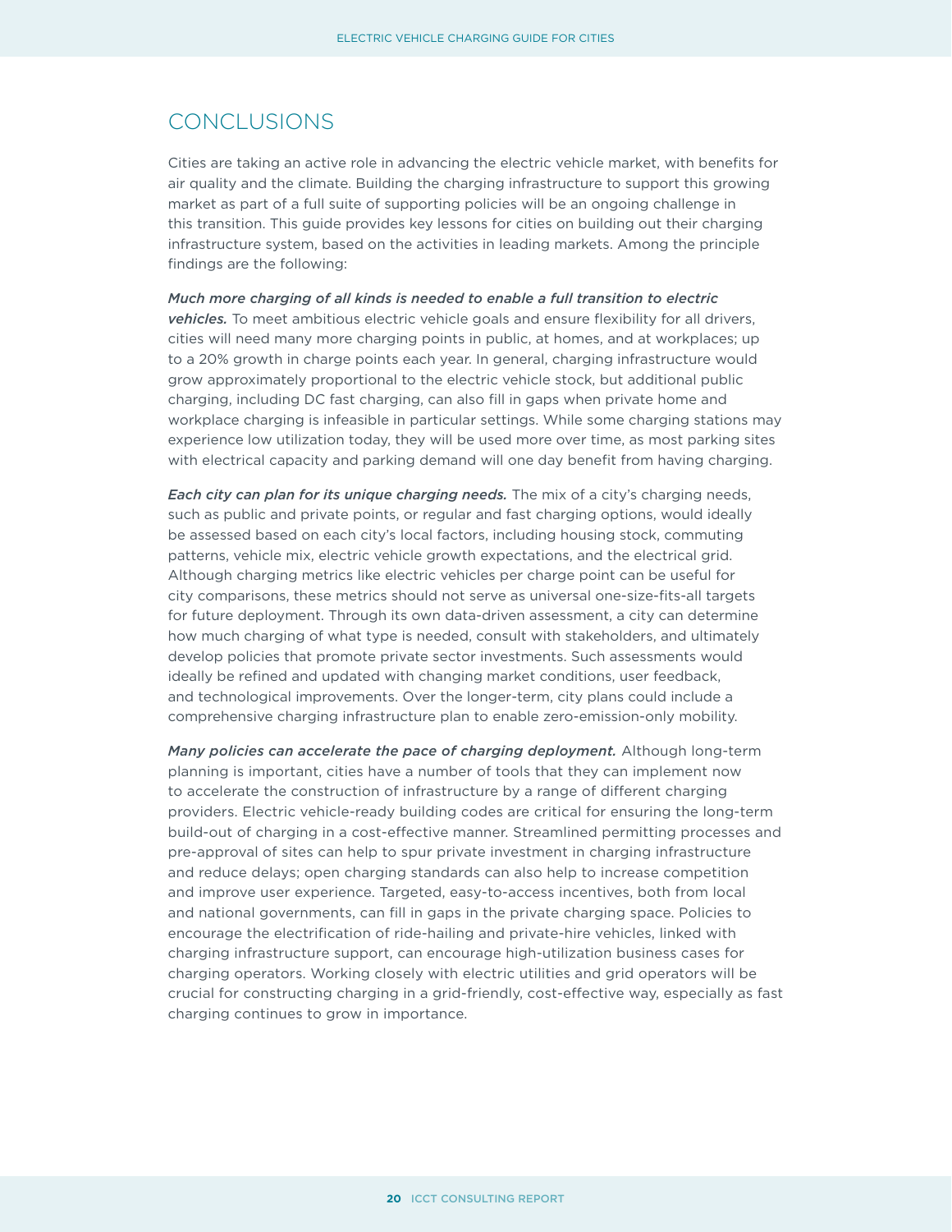# CONCLUSIONS

Cities are taking an active role in advancing the electric vehicle market, with benefits for air quality and the climate. Building the charging infrastructure to support this growing market as part of a full suite of supporting policies will be an ongoing challenge in this transition. This guide provides key lessons for cities on building out their charging infrastructure system, based on the activities in leading markets. Among the principle findings are the following:

***Much more charging of all kinds is needed to enable a full transition to electric vehicles.*** To meet ambitious electric vehicle goals and ensure flexibility for all drivers, cities will need many more charging points in public, at homes, and at workplaces; up to a 20% growth in charge points each year. In general, charging infrastructure would grow approximately proportional to the electric vehicle stock, but additional public charging, including DC fast charging, can also fill in gaps when private home and workplace charging is infeasible in particular settings. While some charging stations may experience low utilization today, they will be used more over time, as most parking sites with electrical capacity and parking demand will one day benefit from having charging.

***Each city can plan for its unique charging needs.*** The mix of a city's charging needs, such as public and private points, or regular and fast charging options, would ideally be assessed based on each city's local factors, including housing stock, commuting patterns, vehicle mix, electric vehicle growth expectations, and the electrical grid. Although charging metrics like electric vehicles per charge point can be useful for city comparisons, these metrics should not serve as universal one-size-fits-all targets for future deployment. Through its own data-driven assessment, a city can determine how much charging of what type is needed, consult with stakeholders, and ultimately develop policies that promote private sector investments. Such assessments would ideally be refined and updated with changing market conditions, user feedback, and technological improvements. Over the longer-term, city plans could include a comprehensive charging infrastructure plan to enable zero-emission-only mobility.

***Many policies can accelerate the pace of charging deployment.*** Although long-term planning is important, cities have a number of tools that they can implement now to accelerate the construction of infrastructure by a range of different charging providers. Electric vehicle-ready building codes are critical for ensuring the long-term build-out of charging in a cost-effective manner. Streamlined permitting processes and pre-approval of sites can help to spur private investment in charging infrastructure and reduce delays; open charging standards can also help to increase competition and improve user experience. Targeted, easy-to-access incentives, both from local and national governments, can fill in gaps in the private charging space. Policies to encourage the electrification of ride-hailing and private-hire vehicles, linked with charging infrastructure support, can encourage high-utilization business cases for charging operators. Working closely with electric utilities and grid operators will be crucial for constructing charging in a grid-friendly, cost-effective way, especially as fast charging continues to grow in importance.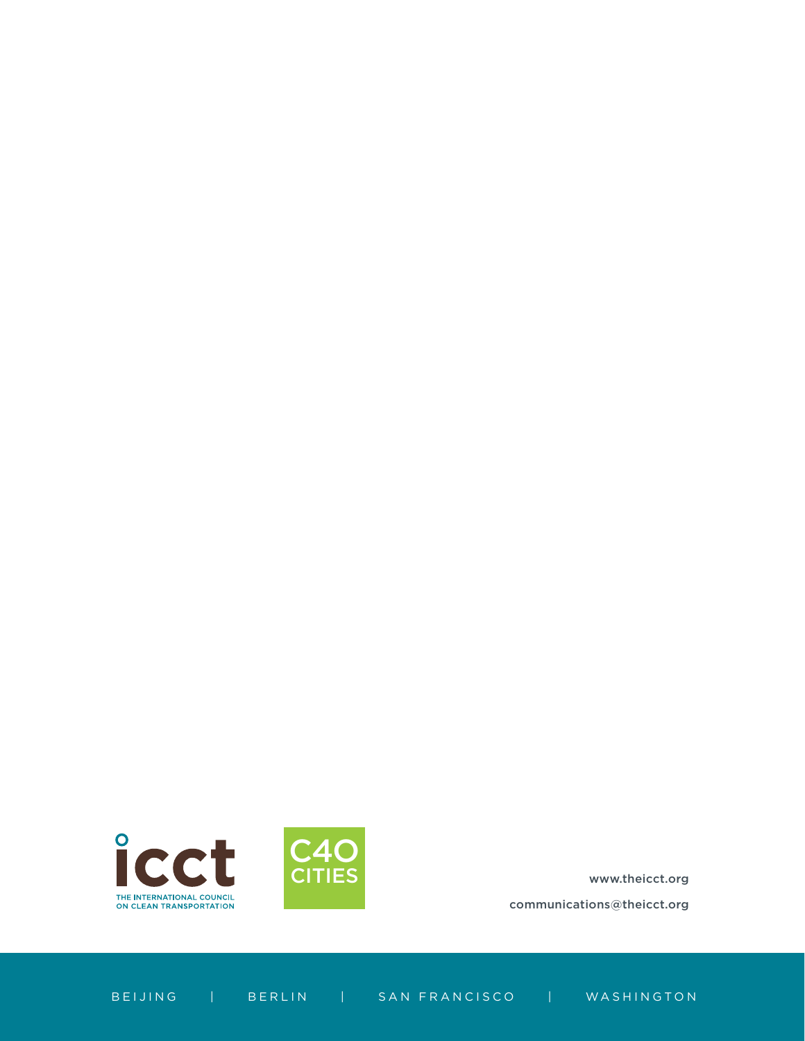icct

THE INTERNATIONAL COUNCIL ON CLEAN TRANSPORTATION

C40 CITIES

www.theicct.org

communications@theicct.org

BEIJING | BERLIN | SAN FRANCISCO | WASHINGTON